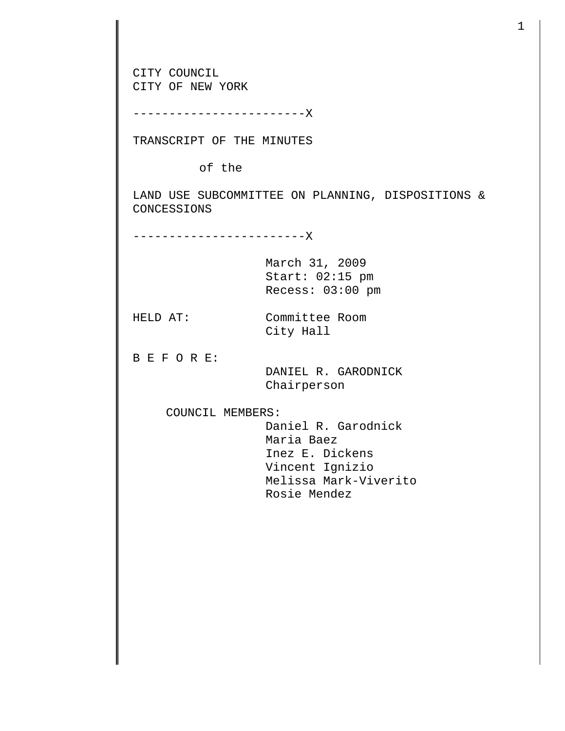CITY COUNCIL
CITY OF NEW YORK

------------------------X

TRANSCRIPT OF THE MINUTES

of the

LAND USE SUBCOMMITTEE ON PLANNING, DISPOSITIONS & CONCESSIONS

------------------------X

March 31, 2009
Start: 02:15 pm
Recess: 03:00 pm

HELD AT: Committee Room
City Hall

B E F O R E:
DANIEL R. GARODNICK
Chairperson

COUNCIL MEMBERS:
Daniel R. Garodnick
Maria Baez
Inez E. Dickens
Vincent Ignizio
Melissa Mark-Viverito
Rosie Mendez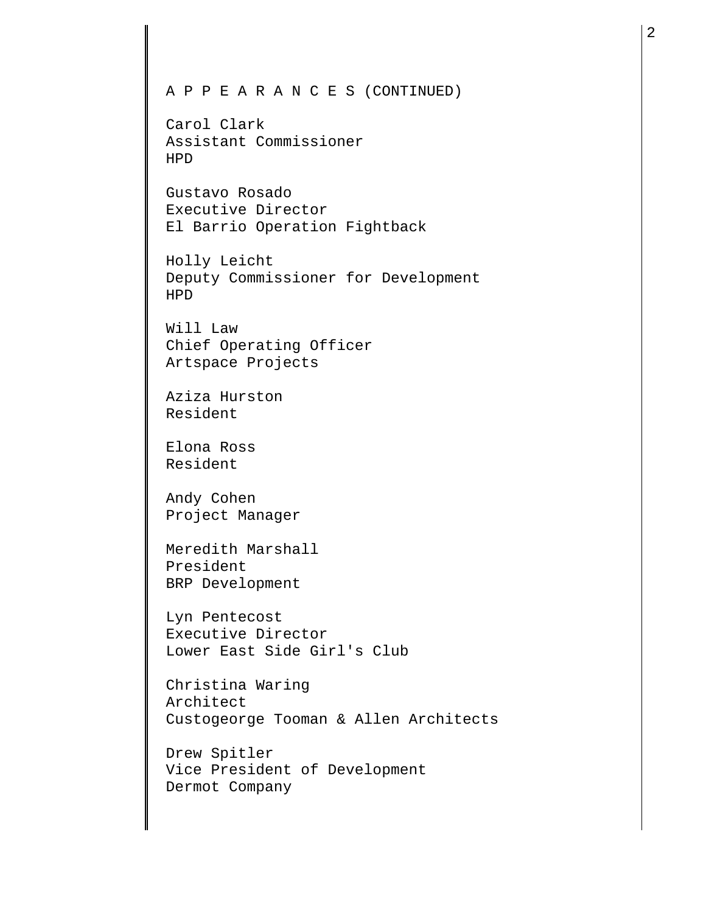A P P E A R A N C E S (CONTINUED)

Carol Clark
Assistant Commissioner
HPD

Gustavo Rosado
Executive Director
El Barrio Operation Fightback

Holly Leicht
Deputy Commissioner for Development
HPD

Will Law
Chief Operating Officer
Artspace Projects

Aziza Hurston
Resident

Elona Ross
Resident

Andy Cohen
Project Manager

Meredith Marshall
President
BRP Development

Lyn Pentecost
Executive Director
Lower East Side Girl's Club

Christina Waring
Architect
Custogeorge Tooman & Allen Architects

Drew Spitler
Vice President of Development
Dermot Company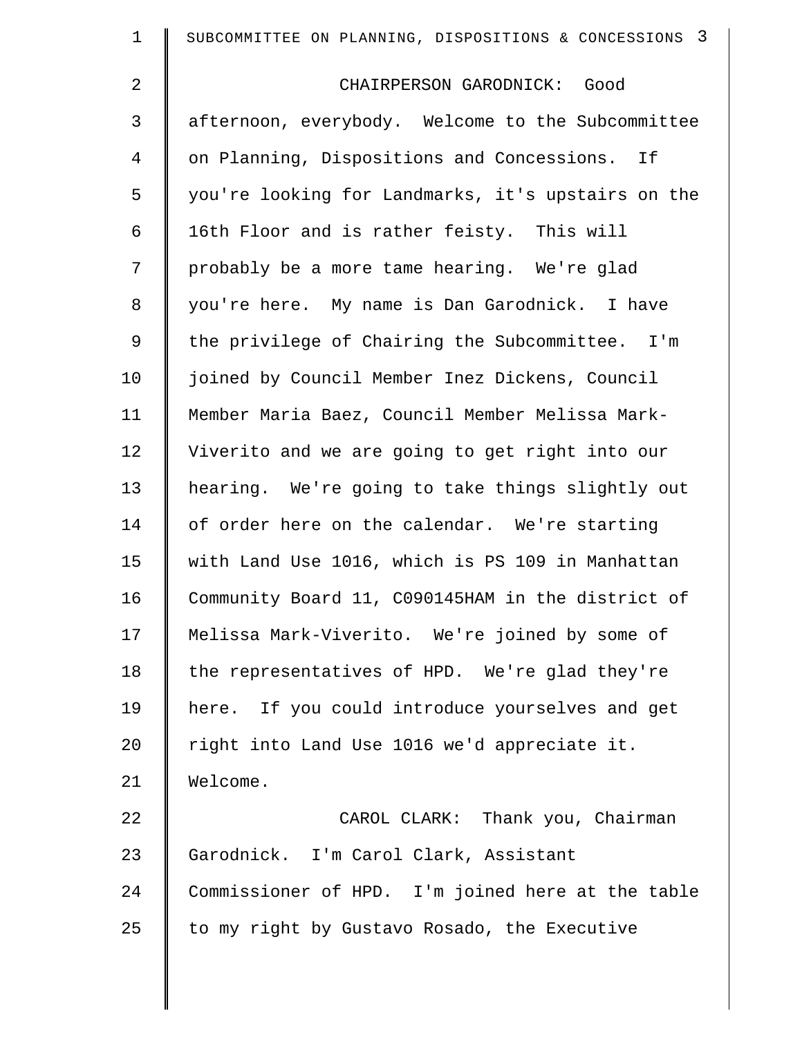CHAIRPERSON GARODNICK: Good afternoon, everybody. Welcome to the Subcommittee on Planning, Dispositions and Concessions. If you're looking for Landmarks, it's upstairs on the 16th Floor and is rather feisty. This will probably be a more tame hearing. We're glad you're here. My name is Dan Garodnick. I have the privilege of Chairing the Subcommittee. I'm joined by Council Member Inez Dickens, Council Member Maria Baez, Council Member Melissa Mark-Viverito and we are going to get right into our hearing. We're going to take things slightly out of order here on the calendar. We're starting with Land Use 1016, which is PS 109 in Manhattan Community Board 11, C090145HAM in the district of Melissa Mark-Viverito. We're joined by some of the representatives of HPD. We're glad they're here. If you could introduce yourselves and get right into Land Use 1016 we'd appreciate it. Welcome.

CAROL CLARK: Thank you, Chairman Garodnick. I'm Carol Clark, Assistant Commissioner of HPD. I'm joined here at the table to my right by Gustavo Rosado, the Executive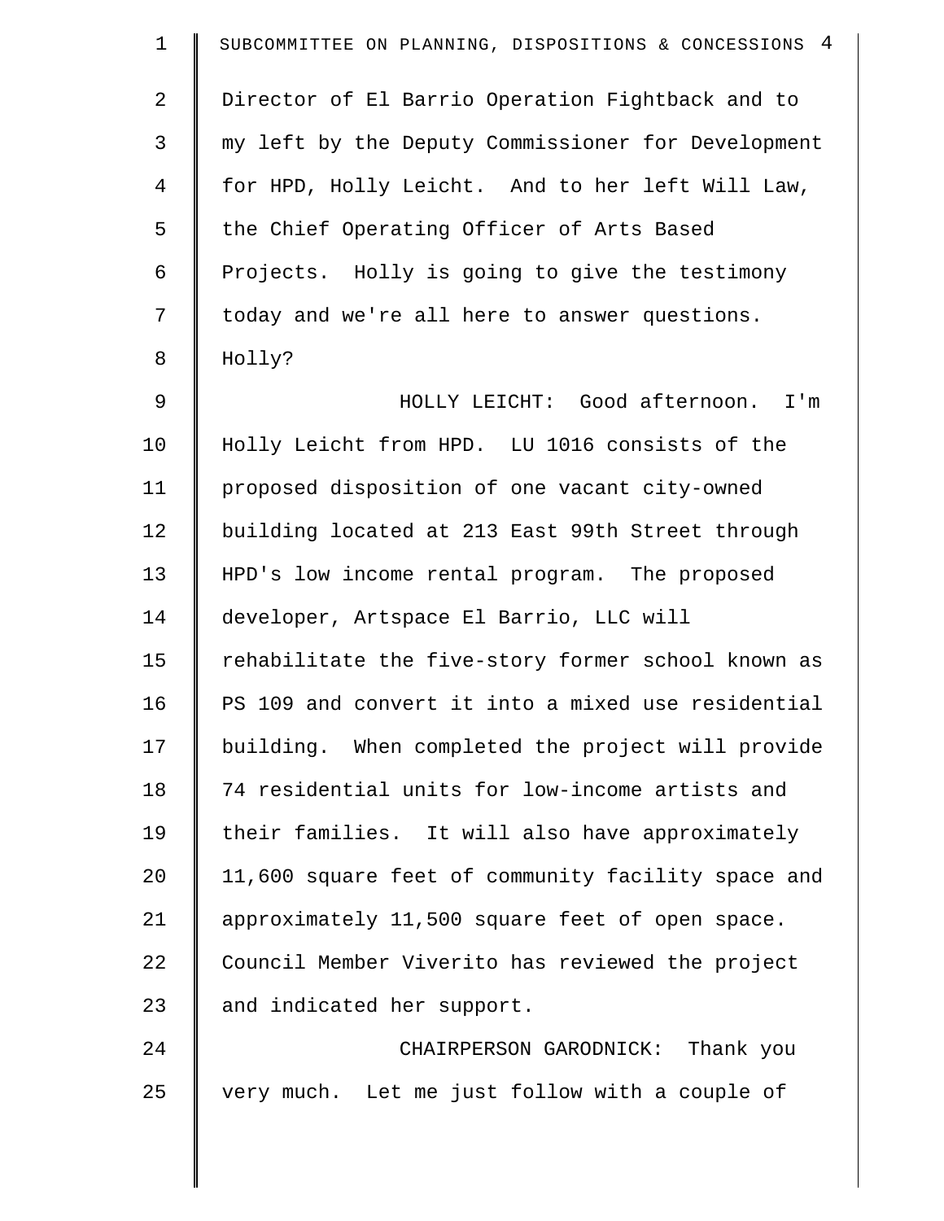Director of El Barrio Operation Fightback and to my left by the Deputy Commissioner for Development for HPD, Holly Leicht. And to her left Will Law, the Chief Operating Officer of Arts Based Projects. Holly is going to give the testimony today and we're all here to answer questions. Holly?

HOLLY LEICHT: Good afternoon. I'm Holly Leicht from HPD. LU 1016 consists of the proposed disposition of one vacant city-owned building located at 213 East 99th Street through HPD's low income rental program. The proposed developer, Artspace El Barrio, LLC will rehabilitate the five-story former school known as PS 109 and convert it into a mixed use residential building. When completed the project will provide 74 residential units for low-income artists and their families. It will also have approximately 11,600 square feet of community facility space and approximately 11,500 square feet of open space. Council Member Viverito has reviewed the project and indicated her support.

CHAIRPERSON GARODNICK: Thank you very much. Let me just follow with a couple of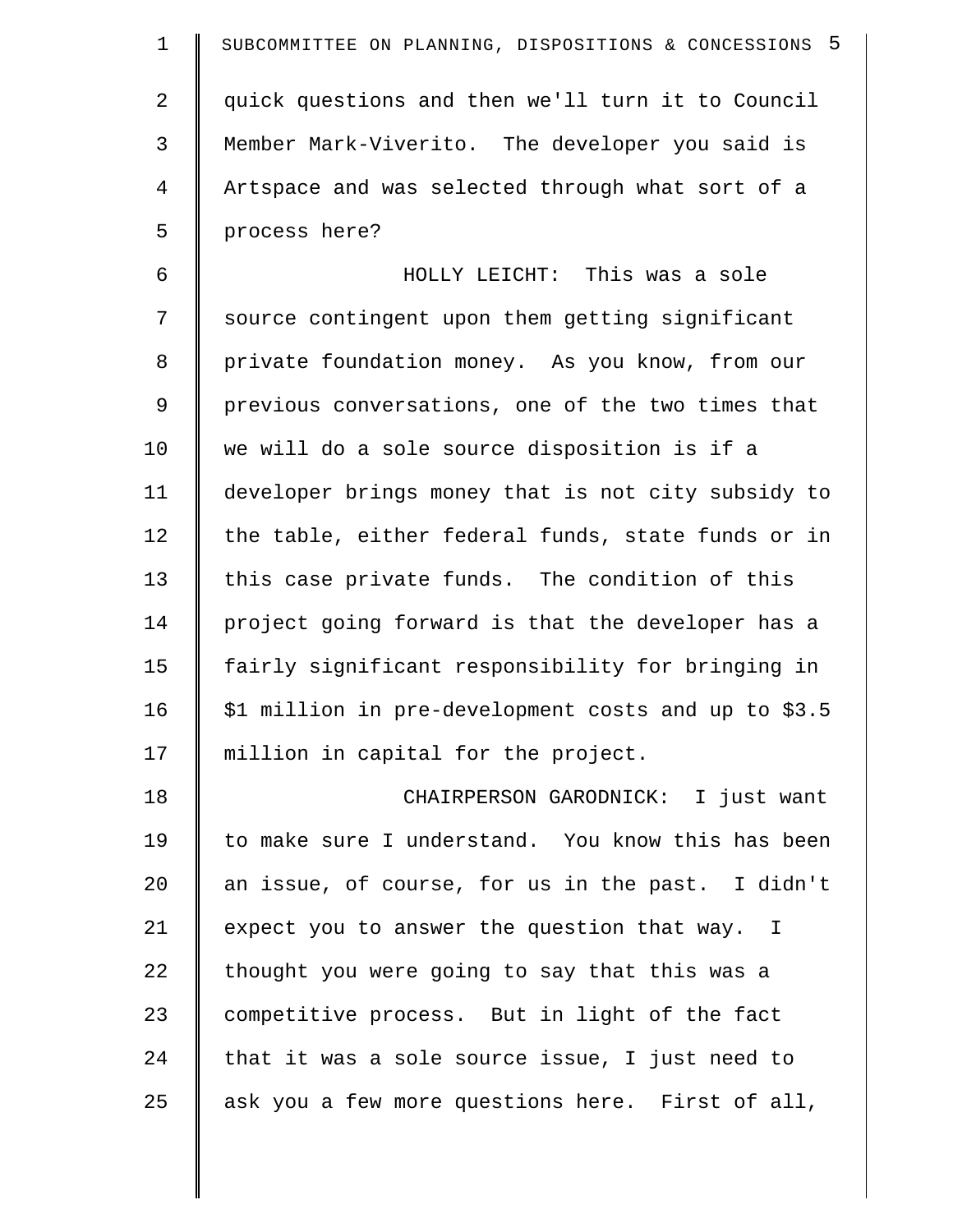quick questions and then we'll turn it to Council Member Mark-Viverito. The developer you said is Artspace and was selected through what sort of a process here?

HOLLY LEICHT: This was a sole source contingent upon them getting significant private foundation money. As you know, from our previous conversations, one of the two times that we will do a sole source disposition is if a developer brings money that is not city subsidy to the table, either federal funds, state funds or in this case private funds. The condition of this project going forward is that the developer has a fairly significant responsibility for bringing in $1 million in pre-development costs and up to $3.5 million in capital for the project.

CHAIRPERSON GARODNICK: I just want to make sure I understand. You know this has been an issue, of course, for us in the past. I didn't expect you to answer the question that way. I thought you were going to say that this was a competitive process. But in light of the fact that it was a sole source issue, I just need to ask you a few more questions here. First of all,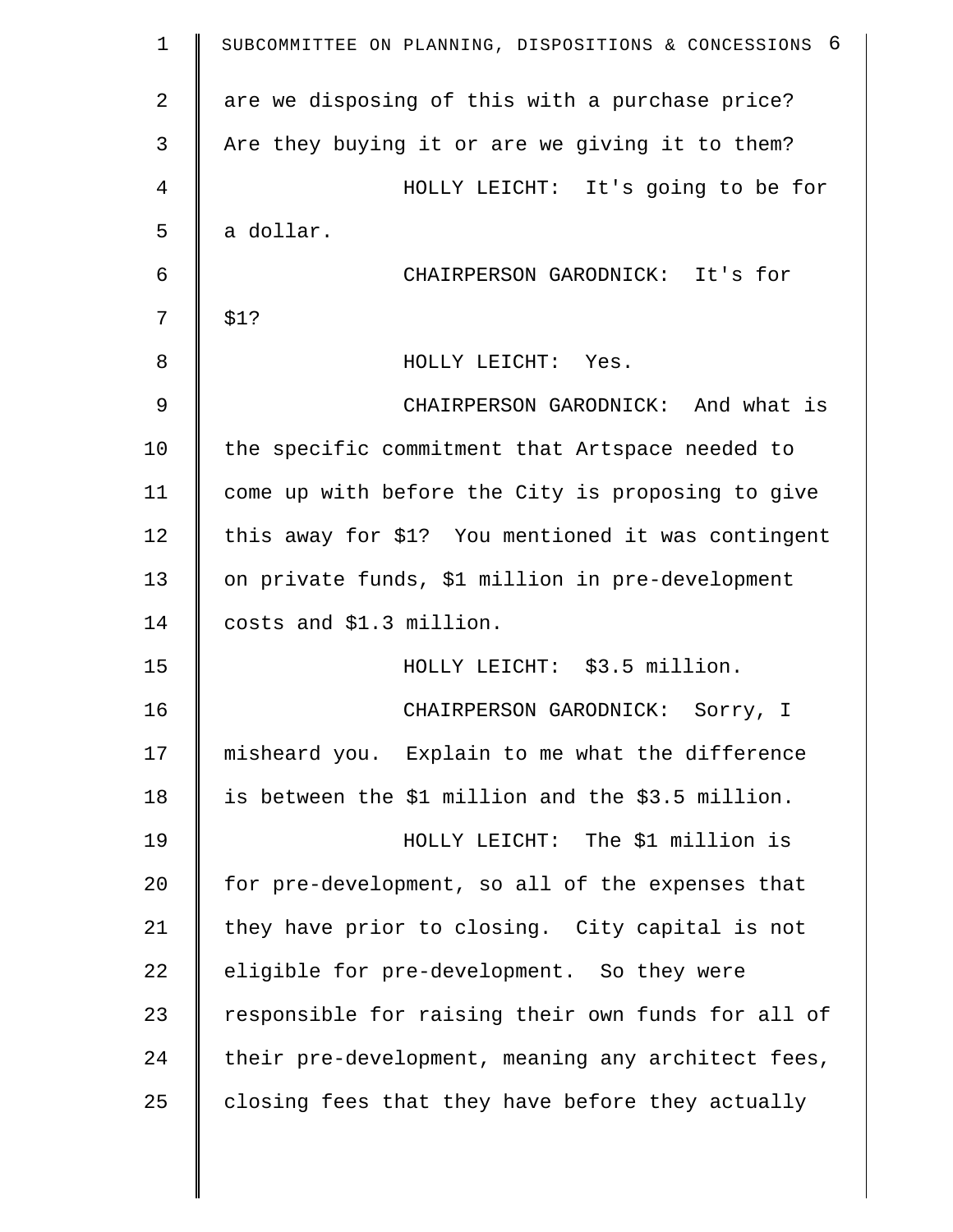are we disposing of this with a purchase price? Are they buying it or are we giving it to them?

HOLLY LEICHT: It's going to be for a dollar.

CHAIRPERSON GARODNICK: It's for $1?

HOLLY LEICHT: Yes.

CHAIRPERSON GARODNICK: And what is the specific commitment that Artspace needed to come up with before the City is proposing to give this away for $1? You mentioned it was contingent on private funds, $1 million in pre-development costs and $1.3 million.

HOLLY LEICHT: $3.5 million.

CHAIRPERSON GARODNICK: Sorry, I misheard you. Explain to me what the difference is between the $1 million and the $3.5 million.

HOLLY LEICHT: The $1 million is for pre-development, so all of the expenses that they have prior to closing. City capital is not eligible for pre-development. So they were responsible for raising their own funds for all of their pre-development, meaning any architect fees, closing fees that they have before they actually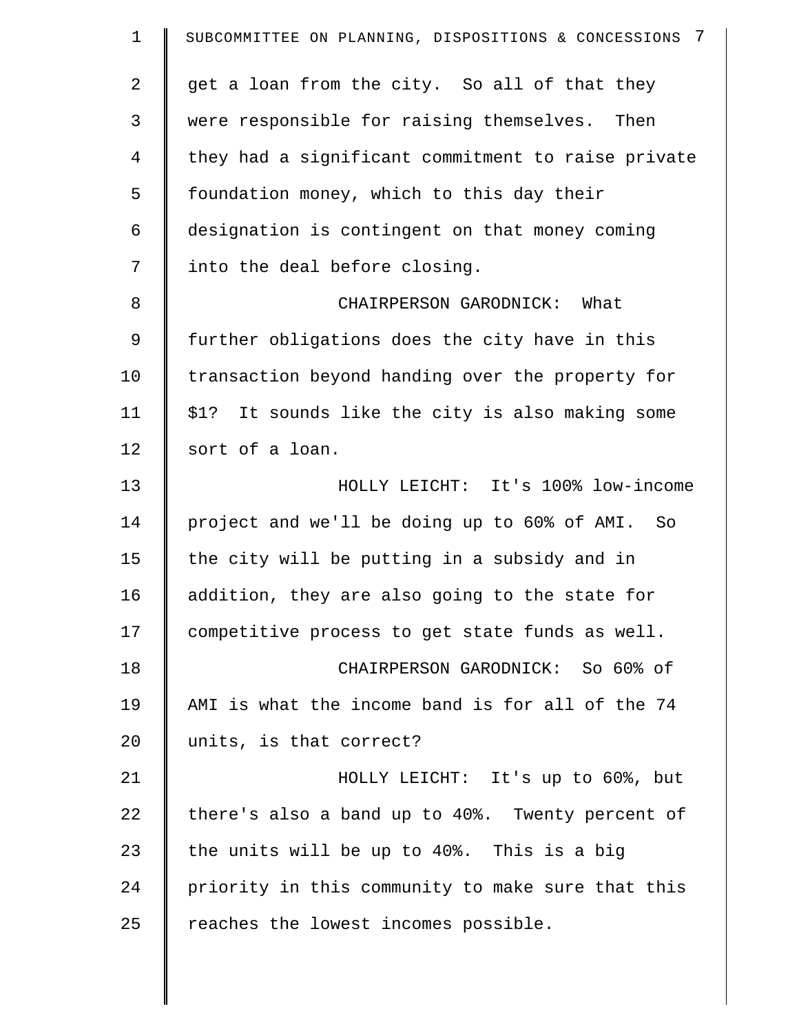get a loan from the city. So all of that they were responsible for raising themselves. Then they had a significant commitment to raise private foundation money, which to this day their designation is contingent on that money coming into the deal before closing.

CHAIRPERSON GARODNICK: What further obligations does the city have in this transaction beyond handing over the property for $1? It sounds like the city is also making some sort of a loan.

HOLLY LEICHT: It's 100% low-income project and we'll be doing up to 60% of AMI. So the city will be putting in a subsidy and in addition, they are also going to the state for competitive process to get state funds as well.

CHAIRPERSON GARODNICK: So 60% of AMI is what the income band is for all of the 74 units, is that correct?

HOLLY LEICHT: It's up to 60%, but there's also a band up to 40%. Twenty percent of the units will be up to 40%. This is a big priority in this community to make sure that this reaches the lowest incomes possible.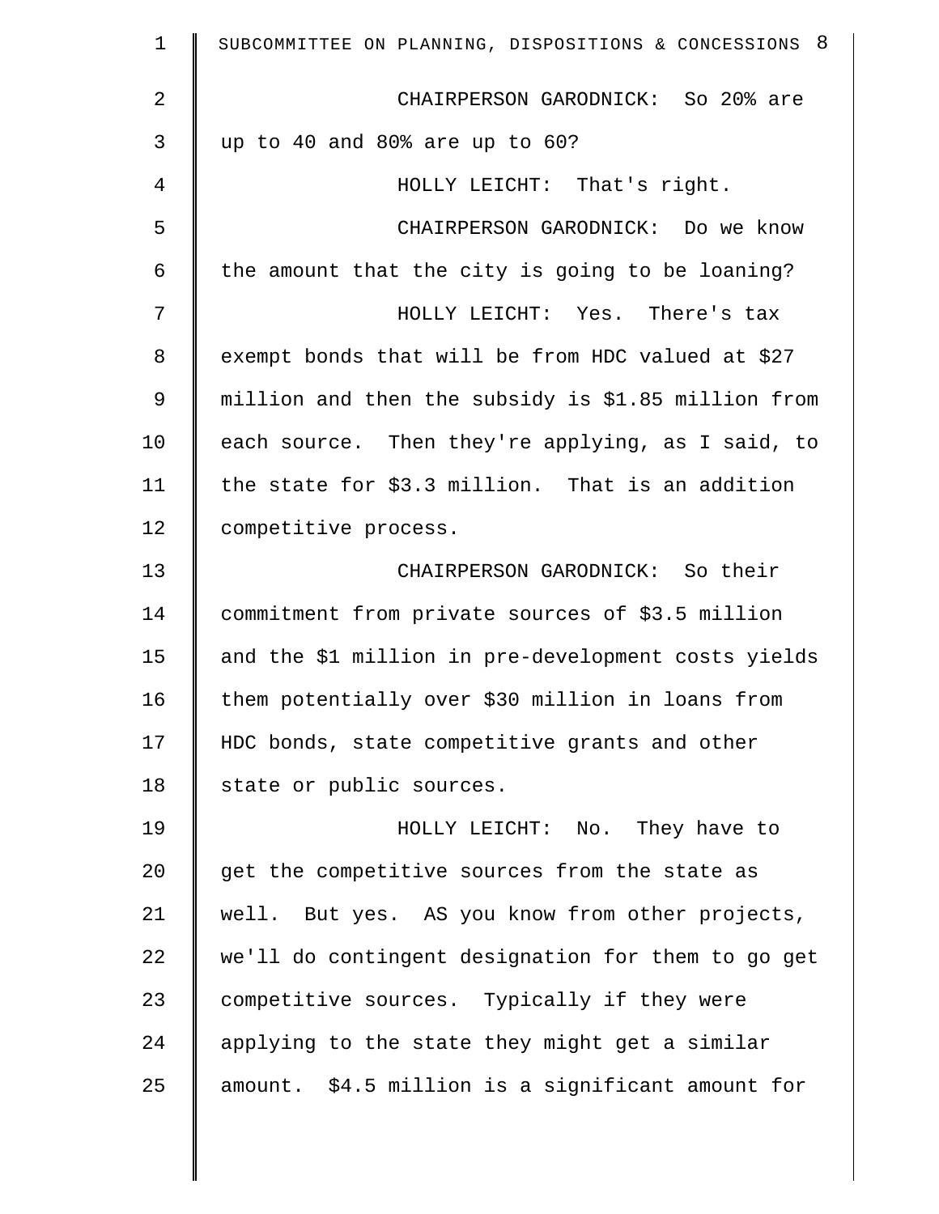CHAIRPERSON GARODNICK: So 20% are up to 40 and 80% are up to 60?

HOLLY LEICHT: That's right.

CHAIRPERSON GARODNICK: Do we know the amount that the city is going to be loaning?

HOLLY LEICHT: Yes. There's tax exempt bonds that will be from HDC valued at $27 million and then the subsidy is $1.85 million from each source. Then they're applying, as I said, to the state for $3.3 million. That is an addition competitive process.

CHAIRPERSON GARODNICK: So their commitment from private sources of $3.5 million and the $1 million in pre-development costs yields them potentially over $30 million in loans from HDC bonds, state competitive grants and other state or public sources.

HOLLY LEICHT: No. They have to get the competitive sources from the state as well. But yes. AS you know from other projects, we'll do contingent designation for them to go get competitive sources. Typically if they were applying to the state they might get a similar amount. $4.5 million is a significant amount for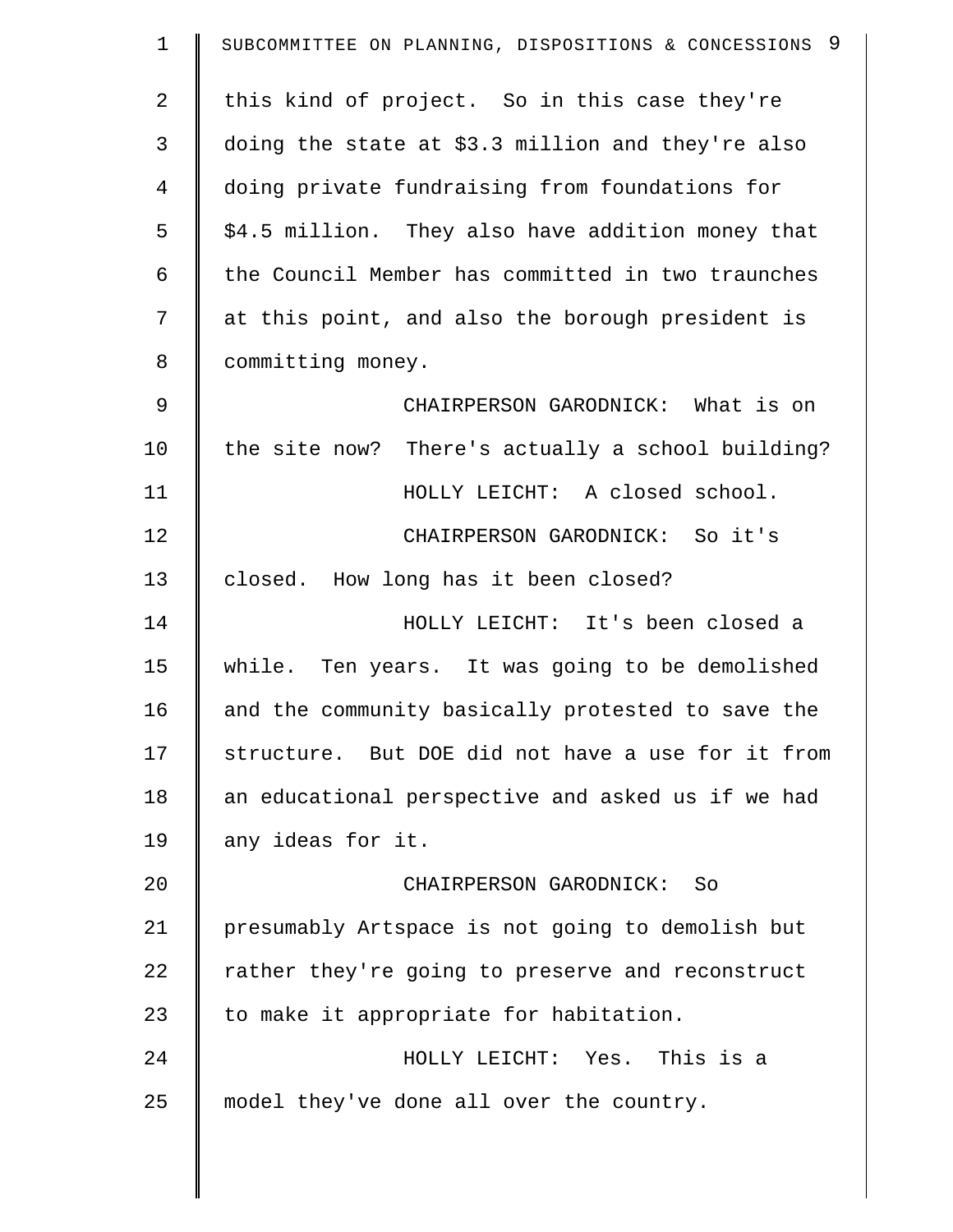this kind of project. So in this case they're doing the state at $3.3 million and they're also doing private fundraising from foundations for $4.5 million. They also have addition money that the Council Member has committed in two traunches at this point, and also the borough president is committing money.

CHAIRPERSON GARODNICK: What is on the site now? There's actually a school building?

HOLLY LEICHT: A closed school.

CHAIRPERSON GARODNICK: So it's closed. How long has it been closed?

HOLLY LEICHT: It's been closed a while. Ten years. It was going to be demolished and the community basically protested to save the structure. But DOE did not have a use for it from an educational perspective and asked us if we had any ideas for it.

CHAIRPERSON GARODNICK: So presumably Artspace is not going to demolish but rather they're going to preserve and reconstruct to make it appropriate for habitation.

HOLLY LEICHT: Yes. This is a model they've done all over the country.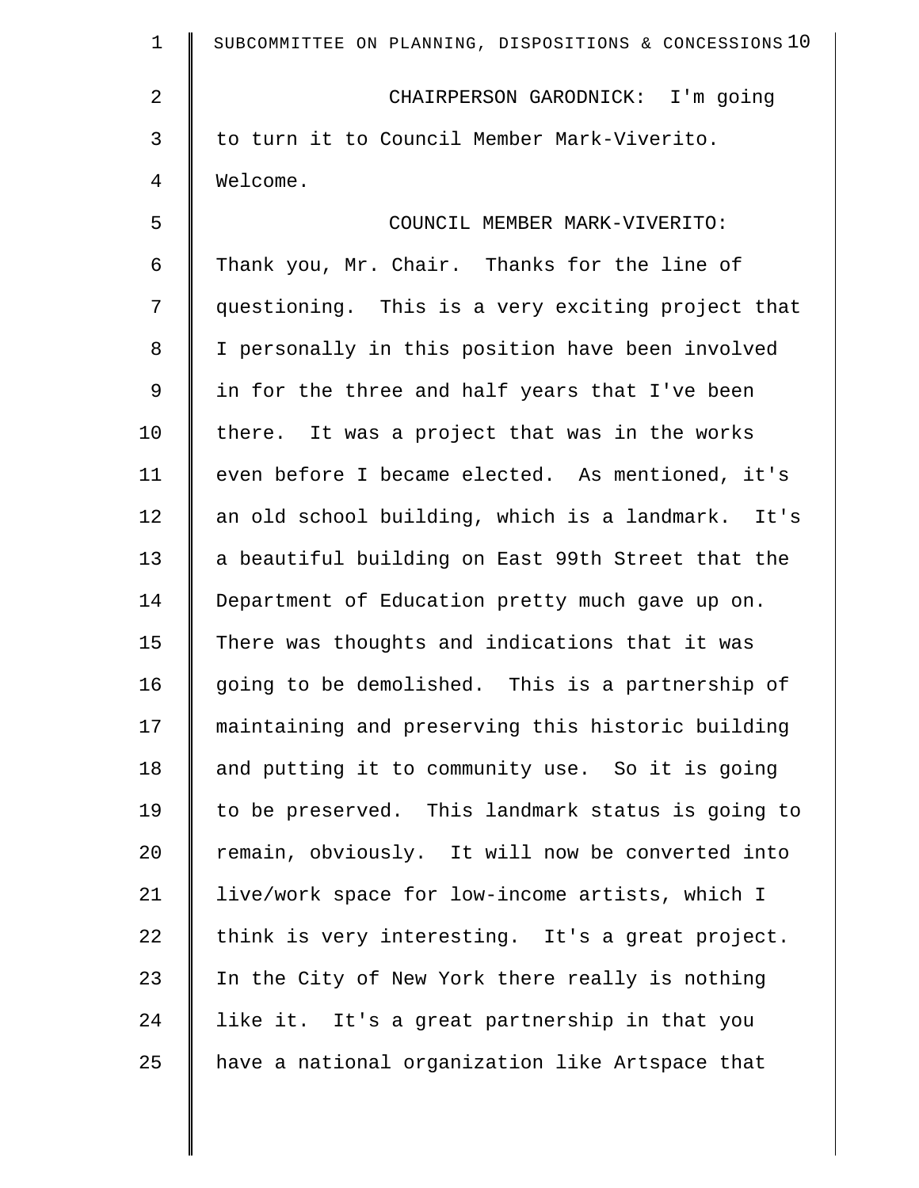CHAIRPERSON GARODNICK: I'm going to turn it to Council Member Mark-Viverito. Welcome.

COUNCIL MEMBER MARK-VIVERITO: Thank you, Mr. Chair. Thanks for the line of questioning. This is a very exciting project that I personally in this position have been involved in for the three and half years that I've been there. It was a project that was in the works even before I became elected. As mentioned, it's an old school building, which is a landmark. It's a beautiful building on East 99th Street that the Department of Education pretty much gave up on. There was thoughts and indications that it was going to be demolished. This is a partnership of maintaining and preserving this historic building and putting it to community use. So it is going to be preserved. This landmark status is going to remain, obviously. It will now be converted into live/work space for low-income artists, which I think is very interesting. It's a great project. In the City of New York there really is nothing like it. It's a great partnership in that you have a national organization like Artspace that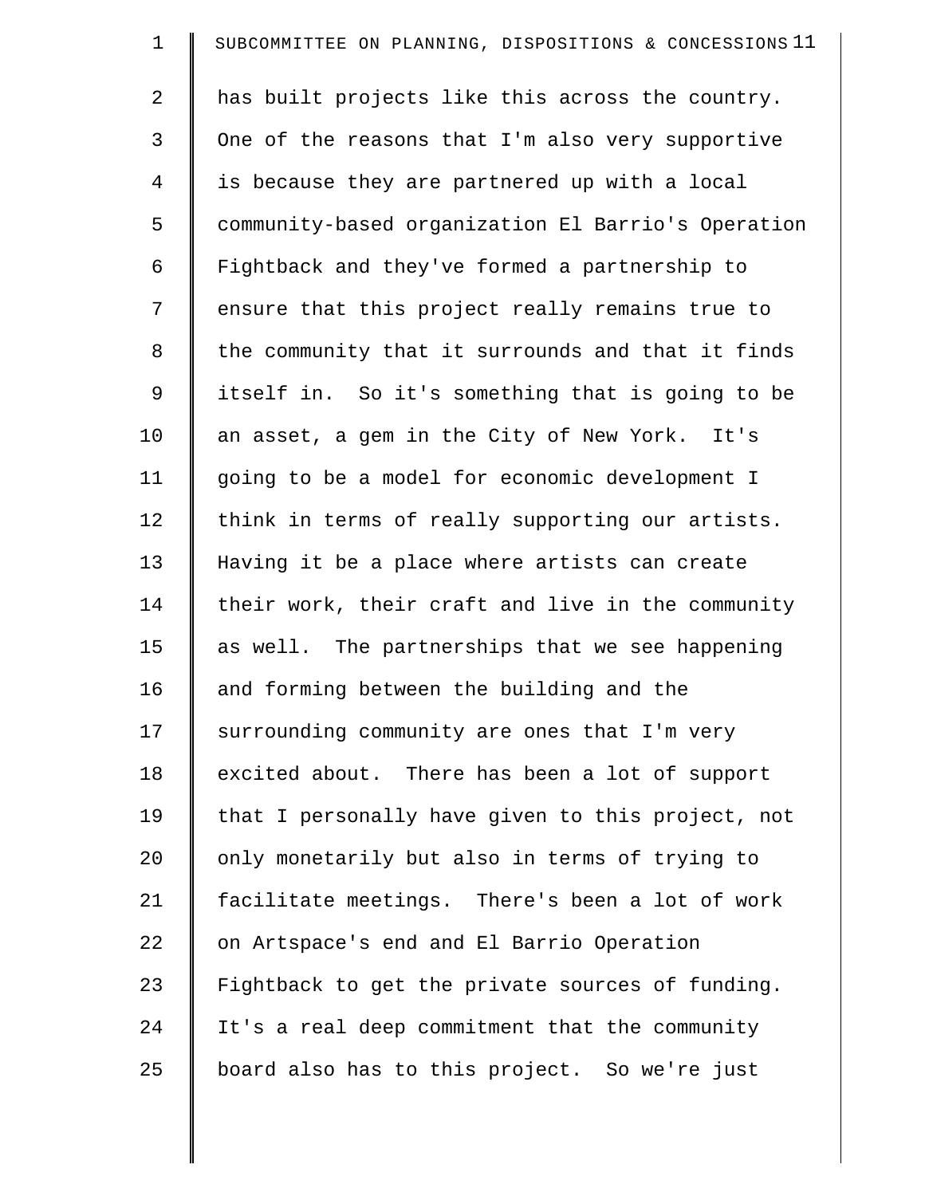has built projects like this across the country. One of the reasons that I'm also very supportive is because they are partnered up with a local community-based organization El Barrio's Operation Fightback and they've formed a partnership to ensure that this project really remains true to the community that it surrounds and that it finds itself in. So it's something that is going to be an asset, a gem in the City of New York. It's going to be a model for economic development I think in terms of really supporting our artists. Having it be a place where artists can create their work, their craft and live in the community as well. The partnerships that we see happening and forming between the building and the surrounding community are ones that I'm very excited about. There has been a lot of support that I personally have given to this project, not only monetarily but also in terms of trying to facilitate meetings. There's been a lot of work on Artspace's end and El Barrio Operation Fightback to get the private sources of funding. It's a real deep commitment that the community board also has to this project. So we're just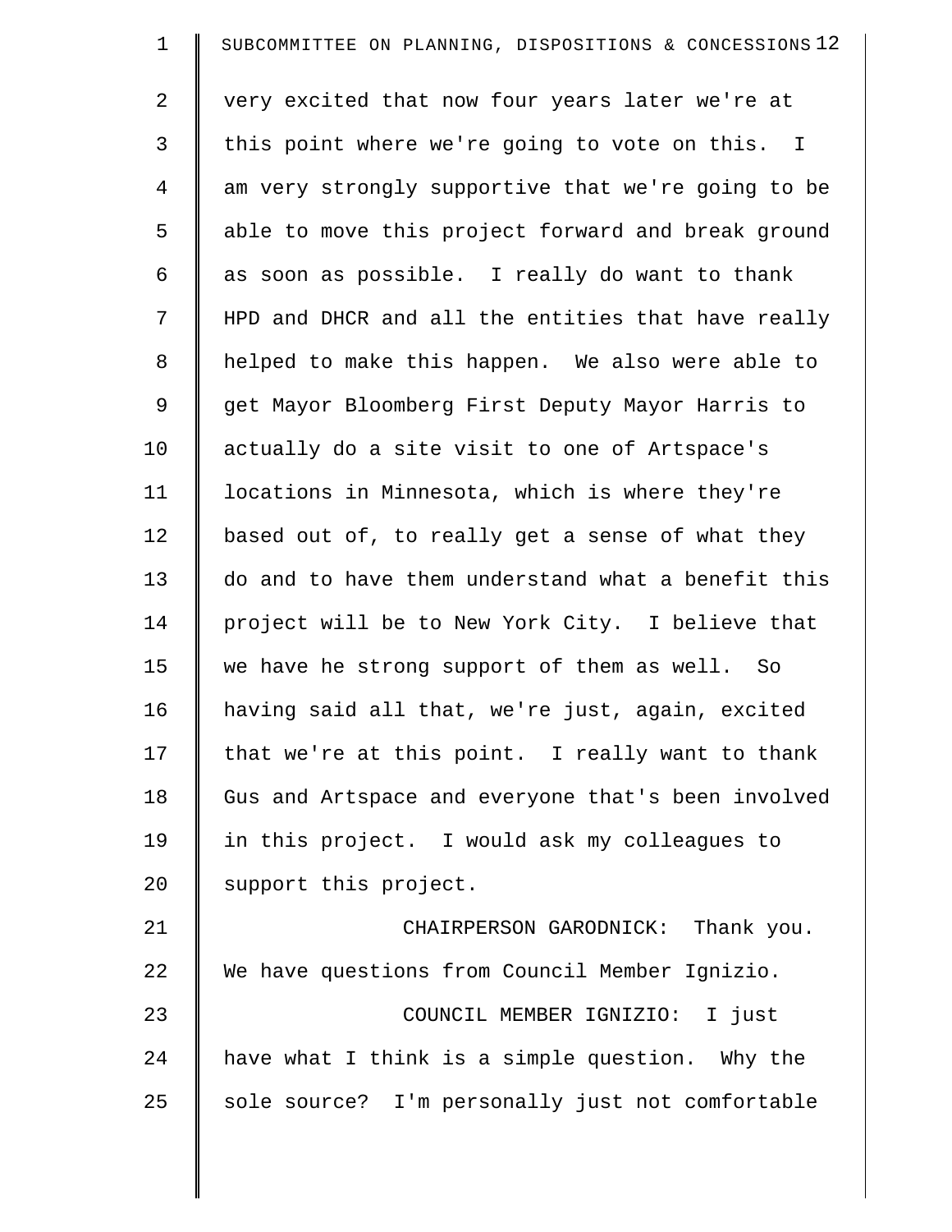very excited that now four years later we're at this point where we're going to vote on this. I am very strongly supportive that we're going to be able to move this project forward and break ground as soon as possible. I really do want to thank HPD and DHCR and all the entities that have really helped to make this happen. We also were able to get Mayor Bloomberg First Deputy Mayor Harris to actually do a site visit to one of Artspace's locations in Minnesota, which is where they're based out of, to really get a sense of what they do and to have them understand what a benefit this project will be to New York City. I believe that we have he strong support of them as well. So having said all that, we're just, again, excited that we're at this point. I really want to thank Gus and Artspace and everyone that's been involved in this project. I would ask my colleagues to support this project.

CHAIRPERSON GARODNICK: Thank you. We have questions from Council Member Ignizio.

COUNCIL MEMBER IGNIZIO: I just have what I think is a simple question. Why the sole source? I'm personally just not comfortable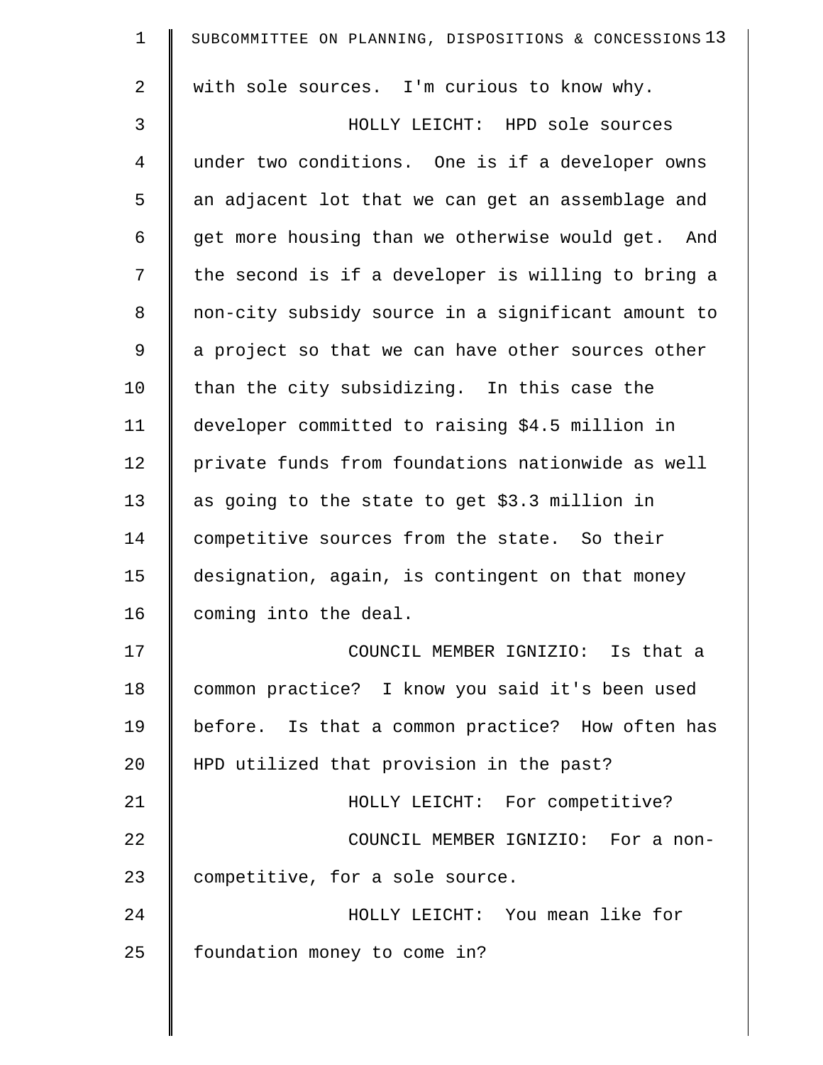with sole sources. I'm curious to know why.

HOLLY LEICHT: HPD sole sources under two conditions. One is if a developer owns an adjacent lot that we can get an assemblage and get more housing than we otherwise would get. And the second is if a developer is willing to bring a non-city subsidy source in a significant amount to a project so that we can have other sources other than the city subsidizing. In this case the developer committed to raising $4.5 million in private funds from foundations nationwide as well as going to the state to get $3.3 million in competitive sources from the state. So their designation, again, is contingent on that money coming into the deal.

COUNCIL MEMBER IGNIZIO: Is that a common practice? I know you said it's been used before. Is that a common practice? How often has HPD utilized that provision in the past?

HOLLY LEICHT: For competitive?

COUNCIL MEMBER IGNIZIO: For a non-competitive, for a sole source.

HOLLY LEICHT: You mean like for foundation money to come in?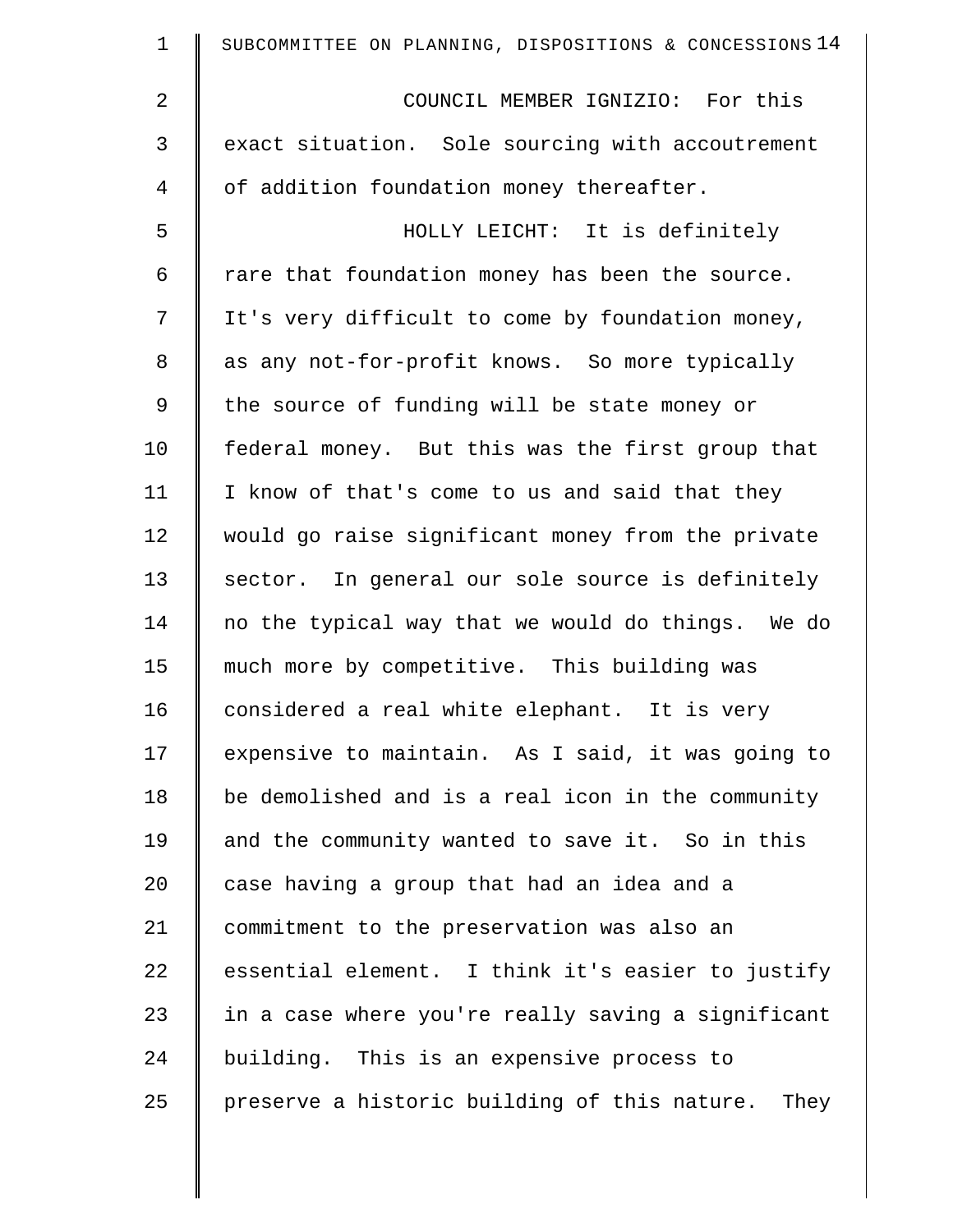COUNCIL MEMBER IGNIZIO: For this exact situation. Sole sourcing with accoutrement of addition foundation money thereafter.

HOLLY LEICHT: It is definitely rare that foundation money has been the source. It's very difficult to come by foundation money, as any not-for-profit knows. So more typically the source of funding will be state money or federal money. But this was the first group that I know of that's come to us and said that they would go raise significant money from the private sector. In general our sole source is definitely no the typical way that we would do things. We do much more by competitive. This building was considered a real white elephant. It is very expensive to maintain. As I said, it was going to be demolished and is a real icon in the community and the community wanted to save it. So in this case having a group that had an idea and a commitment to the preservation was also an essential element. I think it's easier to justify in a case where you're really saving a significant building. This is an expensive process to preserve a historic building of this nature. They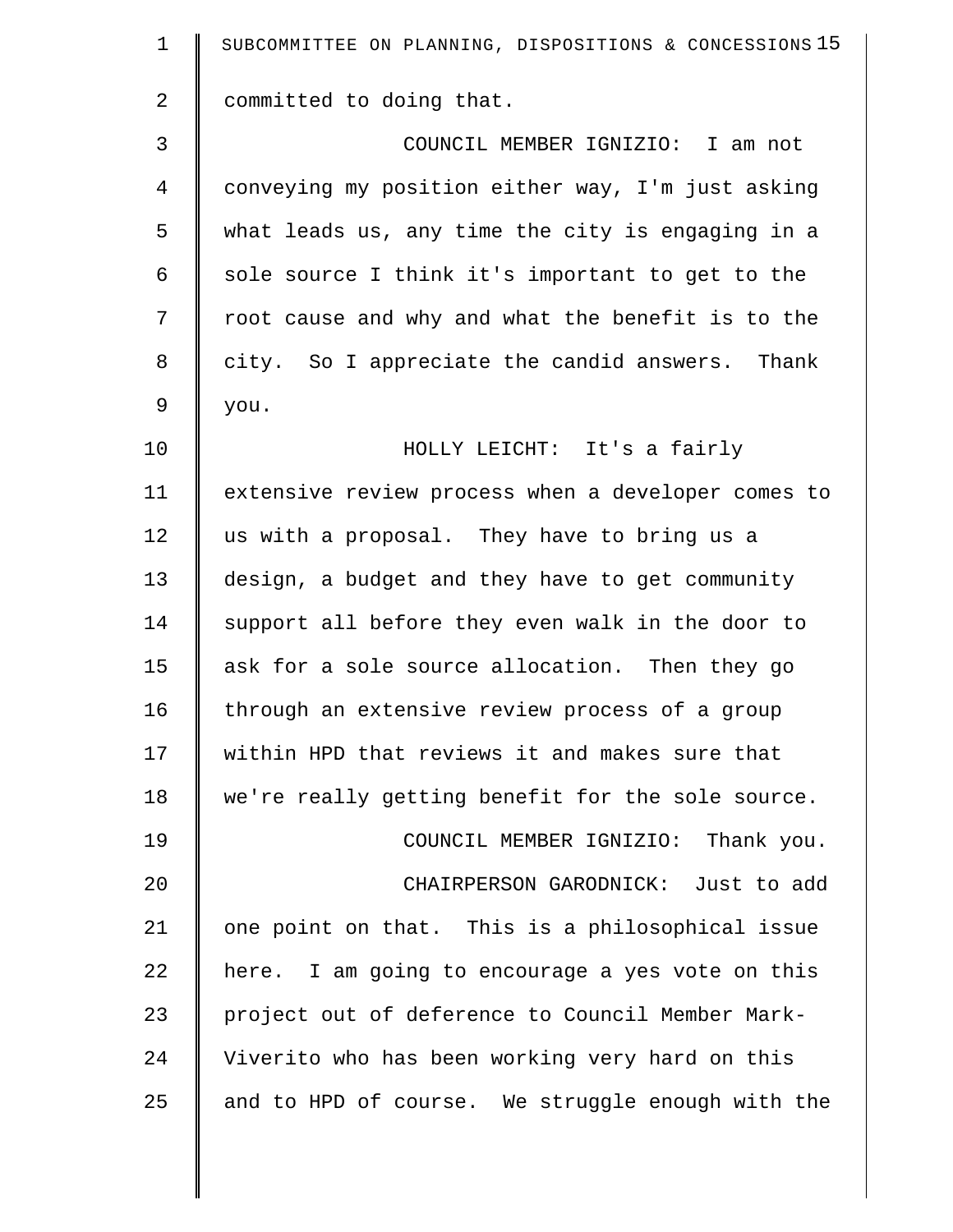committed to doing that.

COUNCIL MEMBER IGNIZIO: I am not conveying my position either way, I'm just asking what leads us, any time the city is engaging in a sole source I think it's important to get to the root cause and why and what the benefit is to the city. So I appreciate the candid answers. Thank you.

HOLLY LEICHT: It's a fairly extensive review process when a developer comes to us with a proposal. They have to bring us a design, a budget and they have to get community support all before they even walk in the door to ask for a sole source allocation. Then they go through an extensive review process of a group within HPD that reviews it and makes sure that we're really getting benefit for the sole source.

COUNCIL MEMBER IGNIZIO: Thank you.

CHAIRPERSON GARODNICK: Just to add one point on that. This is a philosophical issue here. I am going to encourage a yes vote on this project out of deference to Council Member Mark-Viverito who has been working very hard on this and to HPD of course. We struggle enough with the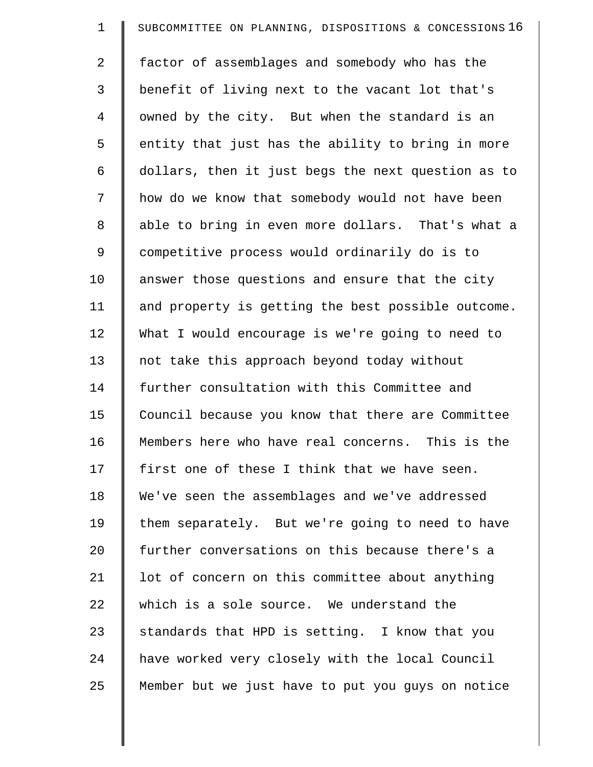factor of assemblages and somebody who has the benefit of living next to the vacant lot that's owned by the city. But when the standard is an entity that just has the ability to bring in more dollars, then it just begs the next question as to how do we know that somebody would not have been able to bring in even more dollars. That's what a competitive process would ordinarily do is to answer those questions and ensure that the city and property is getting the best possible outcome. What I would encourage is we're going to need to not take this approach beyond today without further consultation with this Committee and Council because you know that there are Committee Members here who have real concerns. This is the first one of these I think that we have seen. We've seen the assemblages and we've addressed them separately. But we're going to need to have further conversations on this because there's a lot of concern on this committee about anything which is a sole source. We understand the standards that HPD is setting. I know that you have worked very closely with the local Council Member but we just have to put you guys on notice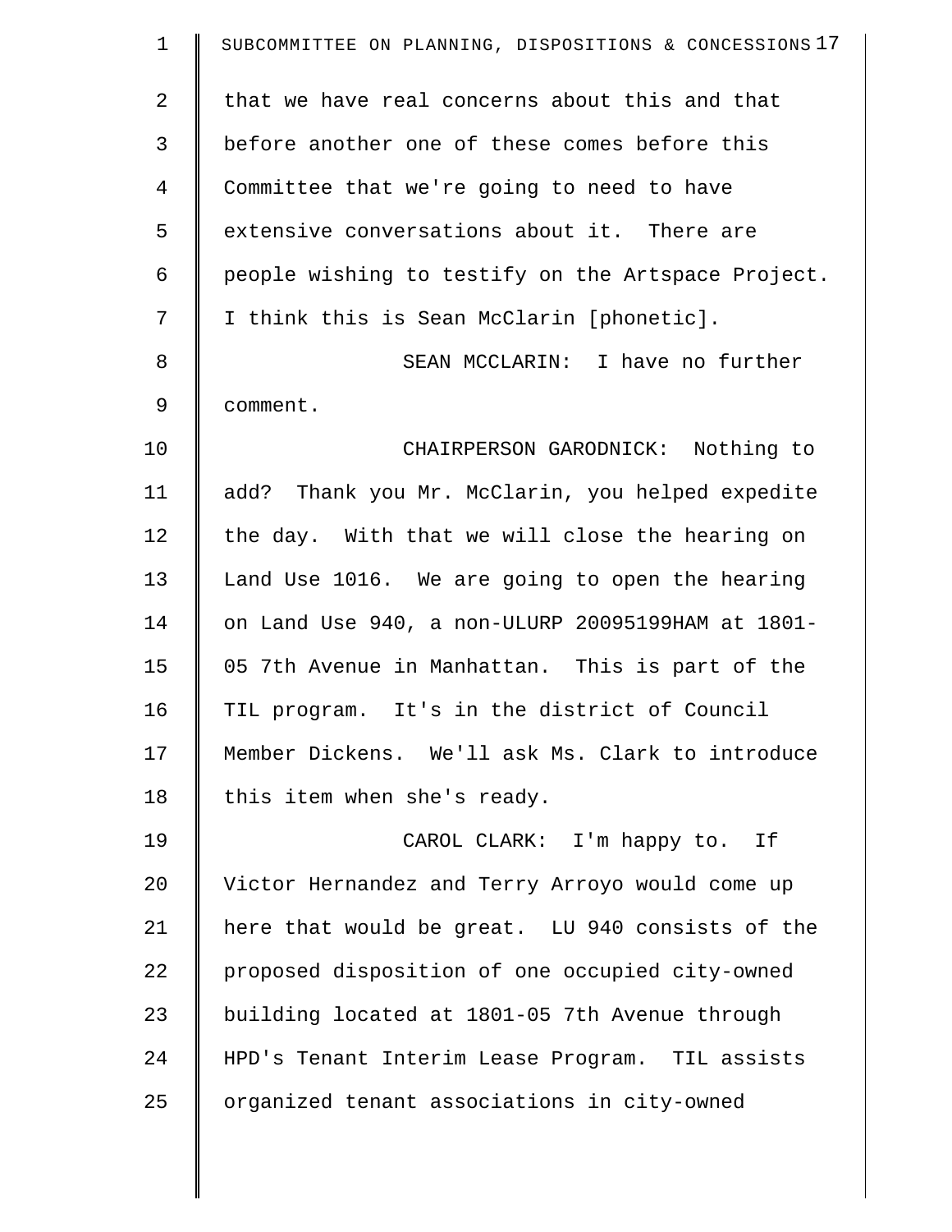that we have real concerns about this and that before another one of these comes before this Committee that we're going to need to have extensive conversations about it. There are people wishing to testify on the Artspace Project. I think this is Sean McClarin [phonetic].

SEAN MCCLARIN: I have no further comment.

CHAIRPERSON GARODNICK: Nothing to add? Thank you Mr. McClarin, you helped expedite the day. With that we will close the hearing on Land Use 1016. We are going to open the hearing on Land Use 940, a non-ULURP 20095199HAM at 1801-05 7th Avenue in Manhattan. This is part of the TIL program. It's in the district of Council Member Dickens. We'll ask Ms. Clark to introduce this item when she's ready.

CAROL CLARK: I'm happy to. If Victor Hernandez and Terry Arroyo would come up here that would be great. LU 940 consists of the proposed disposition of one occupied city-owned building located at 1801-05 7th Avenue through HPD's Tenant Interim Lease Program. TIL assists organized tenant associations in city-owned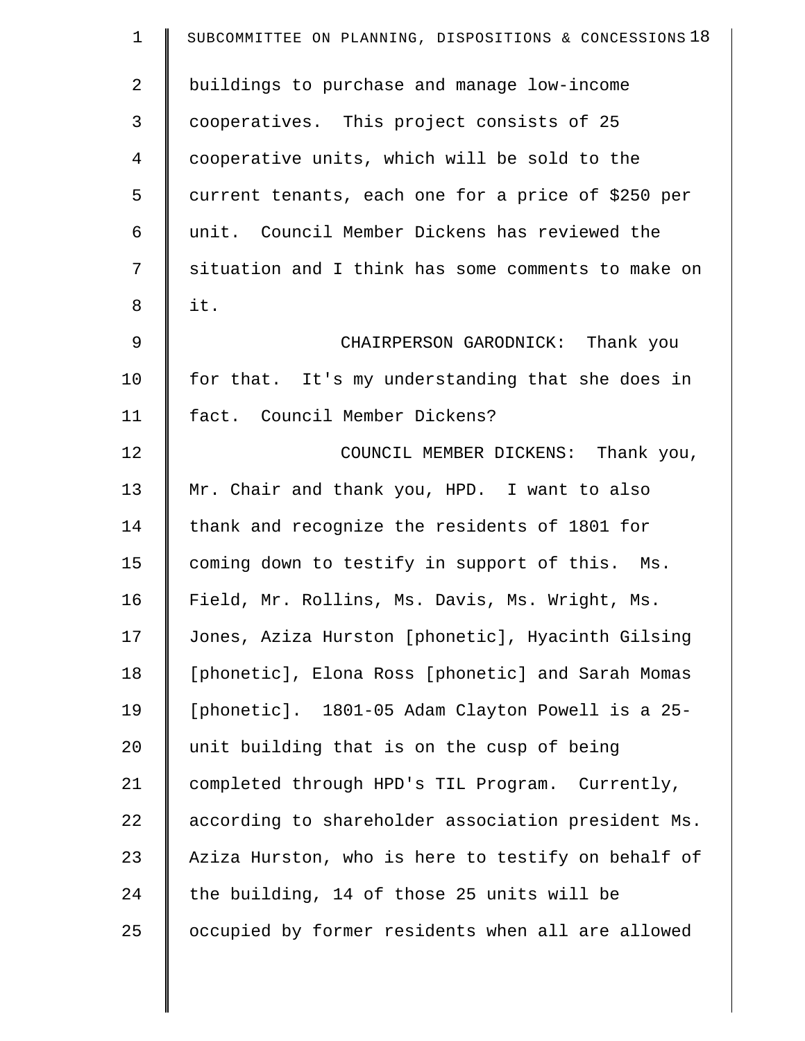buildings to purchase and manage low-income cooperatives. This project consists of 25 cooperative units, which will be sold to the current tenants, each one for a price of $250 per unit. Council Member Dickens has reviewed the situation and I think has some comments to make on it.

CHAIRPERSON GARODNICK: Thank you for that. It's my understanding that she does in fact. Council Member Dickens?

COUNCIL MEMBER DICKENS: Thank you, Mr. Chair and thank you, HPD. I want to also thank and recognize the residents of 1801 for coming down to testify in support of this. Ms. Field, Mr. Rollins, Ms. Davis, Ms. Wright, Ms. Jones, Aziza Hurston [phonetic], Hyacinth Gilsing [phonetic], Elona Ross [phonetic] and Sarah Momas [phonetic]. 1801-05 Adam Clayton Powell is a 25-unit building that is on the cusp of being completed through HPD's TIL Program. Currently, according to shareholder association president Ms. Aziza Hurston, who is here to testify on behalf of the building, 14 of those 25 units will be occupied by former residents when all are allowed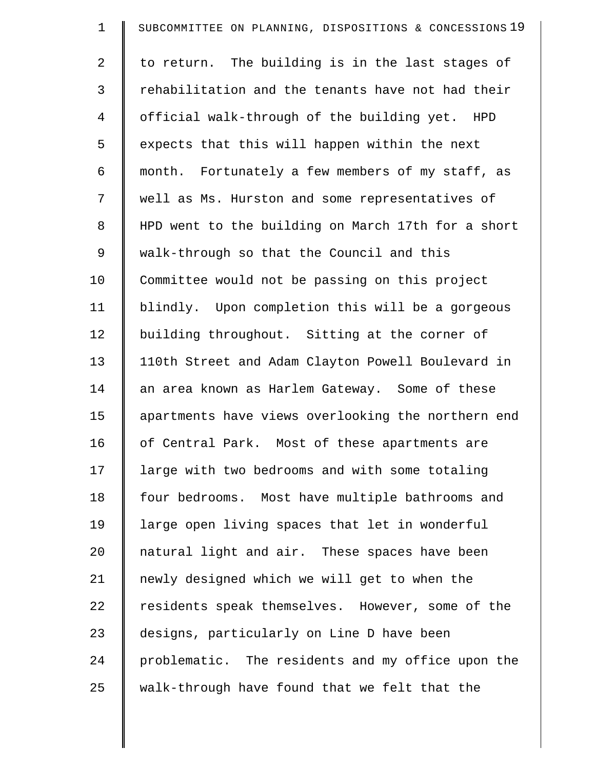to return. The building is in the last stages of rehabilitation and the tenants have not had their official walk-through of the building yet. HPD expects that this will happen within the next month. Fortunately a few members of my staff, as well as Ms. Hurston and some representatives of HPD went to the building on March 17th for a short walk-through so that the Council and this Committee would not be passing on this project blindly. Upon completion this will be a gorgeous building throughout. Sitting at the corner of 110th Street and Adam Clayton Powell Boulevard in an area known as Harlem Gateway. Some of these apartments have views overlooking the northern end of Central Park. Most of these apartments are large with two bedrooms and with some totaling four bedrooms. Most have multiple bathrooms and large open living spaces that let in wonderful natural light and air. These spaces have been newly designed which we will get to when the residents speak themselves. However, some of the designs, particularly on Line D have been problematic. The residents and my office upon the walk-through have found that we felt that the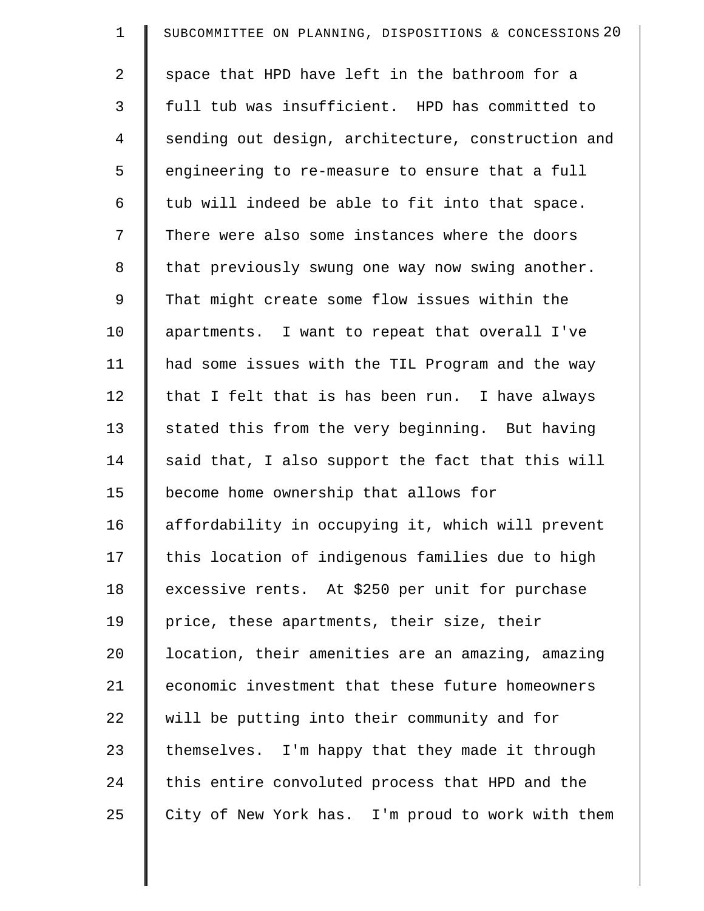space that HPD have left in the bathroom for a full tub was insufficient. HPD has committed to sending out design, architecture, construction and engineering to re-measure to ensure that a full tub will indeed be able to fit into that space. There were also some instances where the doors that previously swung one way now swing another. That might create some flow issues within the apartments. I want to repeat that overall I've had some issues with the TIL Program and the way that I felt that is has been run. I have always stated this from the very beginning. But having said that, I also support the fact that this will become home ownership that allows for affordability in occupying it, which will prevent this location of indigenous families due to high excessive rents. At $250 per unit for purchase price, these apartments, their size, their location, their amenities are an amazing, amazing economic investment that these future homeowners will be putting into their community and for themselves. I'm happy that they made it through this entire convoluted process that HPD and the City of New York has. I'm proud to work with them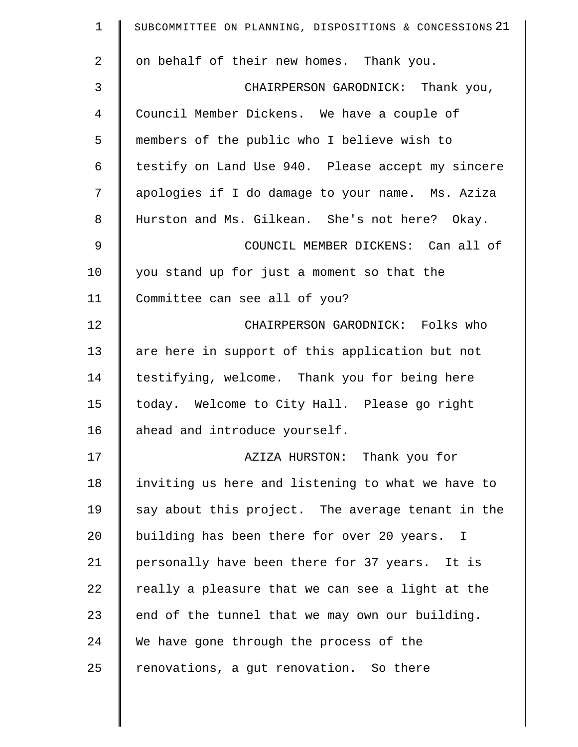on behalf of their new homes. Thank you.

CHAIRPERSON GARODNICK: Thank you, Council Member Dickens. We have a couple of members of the public who I believe wish to testify on Land Use 940. Please accept my sincere apologies if I do damage to your name. Ms. Aziza Hurston and Ms. Gilkean. She's not here? Okay.

COUNCIL MEMBER DICKENS: Can all of you stand up for just a moment so that the Committee can see all of you?

CHAIRPERSON GARODNICK: Folks who are here in support of this application but not testifying, welcome. Thank you for being here today. Welcome to City Hall. Please go right ahead and introduce yourself.

AZIZA HURSTON: Thank you for inviting us here and listening to what we have to say about this project. The average tenant in the building has been there for over 20 years. I personally have been there for 37 years. It is really a pleasure that we can see a light at the end of the tunnel that we may own our building. We have gone through the process of the renovations, a gut renovation. So there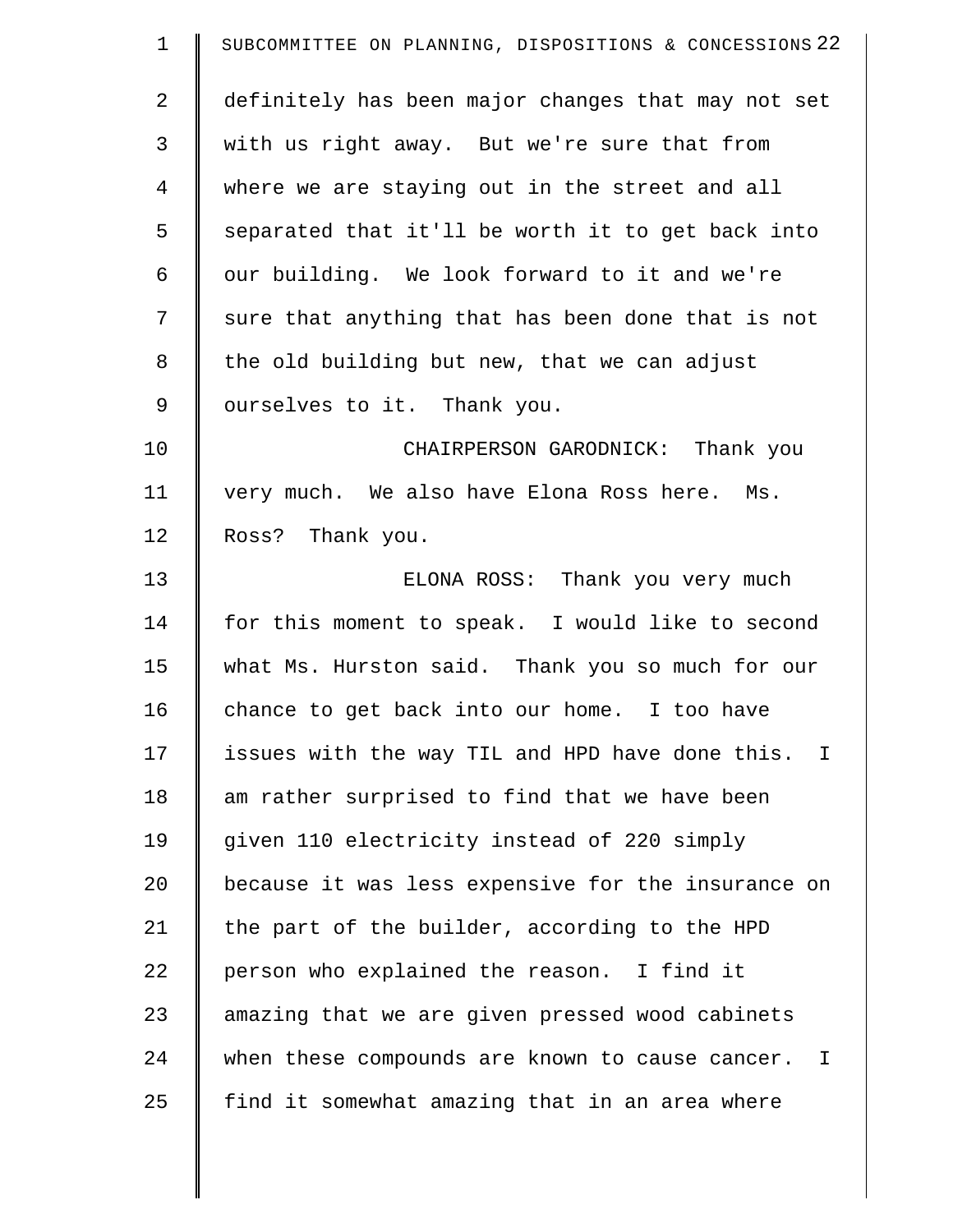definitely has been major changes that may not set with us right away. But we're sure that from where we are staying out in the street and all separated that it'll be worth it to get back into our building. We look forward to it and we're sure that anything that has been done that is not the old building but new, that we can adjust ourselves to it. Thank you.

CHAIRPERSON GARODNICK: Thank you very much. We also have Elona Ross here. Ms. Ross? Thank you.

ELONA ROSS: Thank you very much for this moment to speak. I would like to second what Ms. Hurston said. Thank you so much for our chance to get back into our home. I too have issues with the way TIL and HPD have done this. I am rather surprised to find that we have been given 110 electricity instead of 220 simply because it was less expensive for the insurance on the part of the builder, according to the HPD person who explained the reason. I find it amazing that we are given pressed wood cabinets when these compounds are known to cause cancer. I find it somewhat amazing that in an area where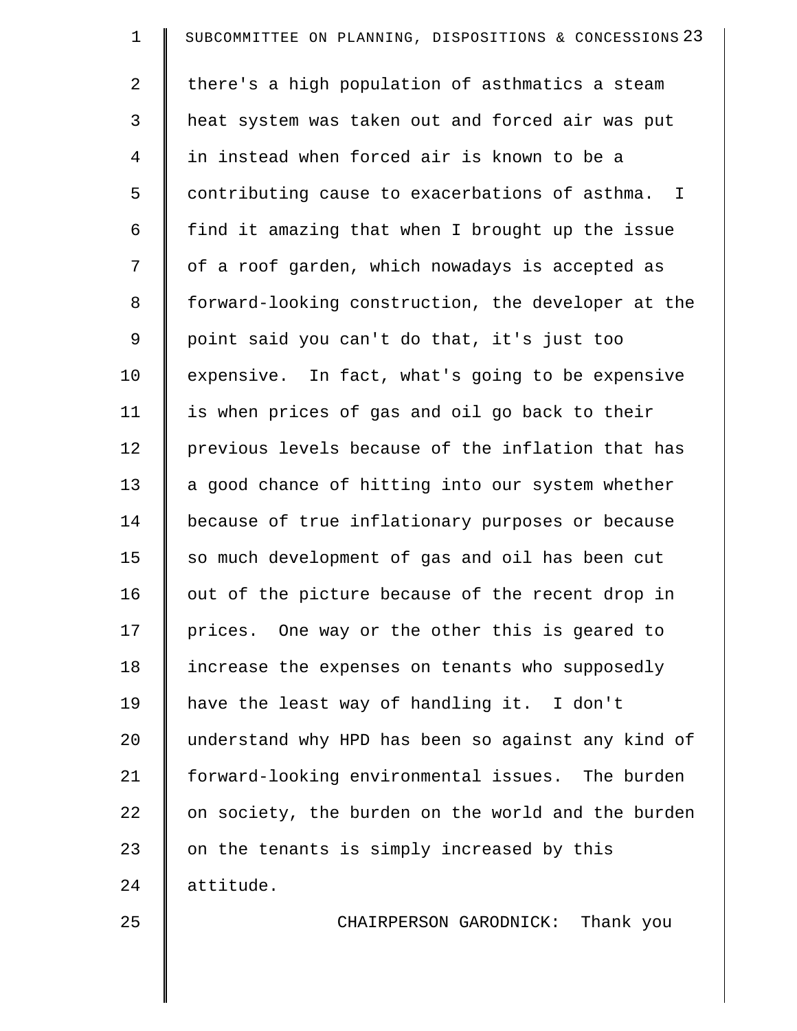there's a high population of asthmatics a steam heat system was taken out and forced air was put in instead when forced air is known to be a contributing cause to exacerbations of asthma. I find it amazing that when I brought up the issue of a roof garden, which nowadays is accepted as forward-looking construction, the developer at the point said you can't do that, it's just too expensive. In fact, what's going to be expensive is when prices of gas and oil go back to their previous levels because of the inflation that has a good chance of hitting into our system whether because of true inflationary purposes or because so much development of gas and oil has been cut out of the picture because of the recent drop in prices. One way or the other this is geared to increase the expenses on tenants who supposedly have the least way of handling it. I don't understand why HPD has been so against any kind of forward-looking environmental issues. The burden on society, the burden on the world and the burden on the tenants is simply increased by this attitude.

CHAIRPERSON GARODNICK: Thank you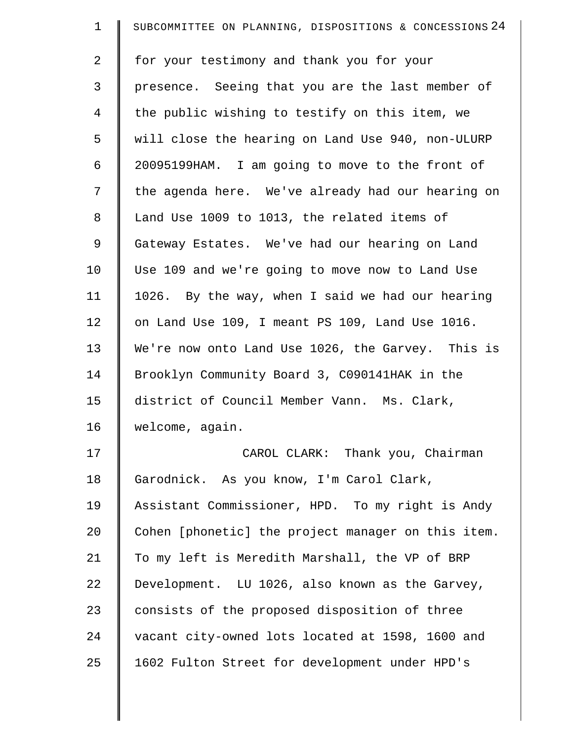for your testimony and thank you for your presence. Seeing that you are the last member of the public wishing to testify on this item, we will close the hearing on Land Use 940, non-ULURP 20095199HAM. I am going to move to the front of the agenda here. We've already had our hearing on Land Use 1009 to 1013, the related items of Gateway Estates. We've had our hearing on Land Use 109 and we're going to move now to Land Use 1026. By the way, when I said we had our hearing on Land Use 109, I meant PS 109, Land Use 1016. We're now onto Land Use 1026, the Garvey. This is Brooklyn Community Board 3, C090141HAK in the district of Council Member Vann. Ms. Clark, welcome, again.

CAROL CLARK: Thank you, Chairman Garodnick. As you know, I'm Carol Clark, Assistant Commissioner, HPD. To my right is Andy Cohen [phonetic] the project manager on this item. To my left is Meredith Marshall, the VP of BRP Development. LU 1026, also known as the Garvey, consists of the proposed disposition of three vacant city-owned lots located at 1598, 1600 and 1602 Fulton Street for development under HPD's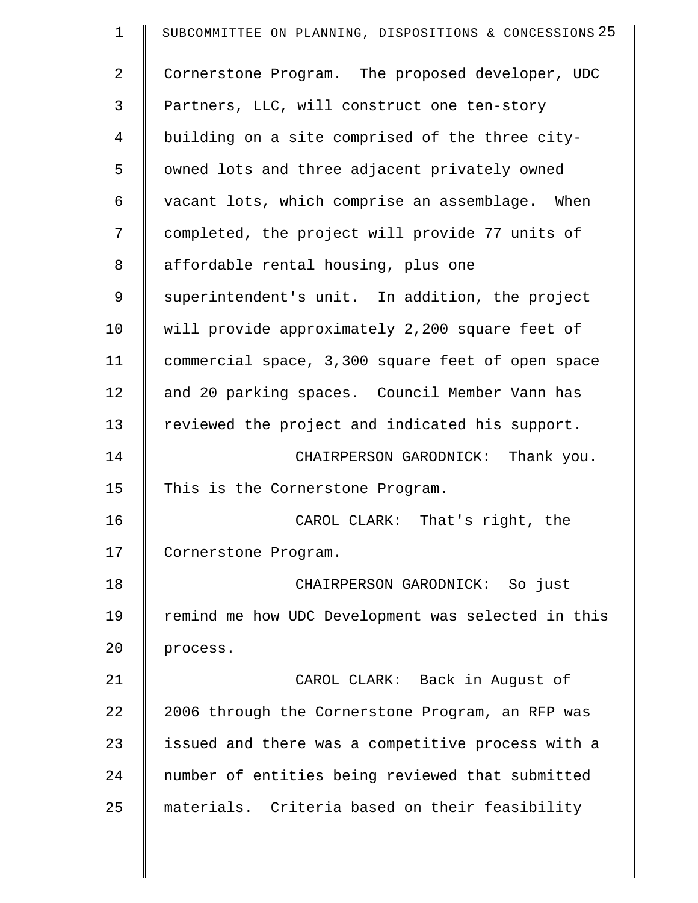Cornerstone Program. The proposed developer, UDC Partners, LLC, will construct one ten-story building on a site comprised of the three city-owned lots and three adjacent privately owned vacant lots, which comprise an assemblage. When completed, the project will provide 77 units of affordable rental housing, plus one superintendent's unit. In addition, the project will provide approximately 2,200 square feet of commercial space, 3,300 square feet of open space and 20 parking spaces. Council Member Vann has reviewed the project and indicated his support.

CHAIRPERSON GARODNICK: Thank you. This is the Cornerstone Program.

CAROL CLARK: That's right, the Cornerstone Program.

CHAIRPERSON GARODNICK: So just remind me how UDC Development was selected in this process.

CAROL CLARK: Back in August of 2006 through the Cornerstone Program, an RFP was issued and there was a competitive process with a number of entities being reviewed that submitted materials. Criteria based on their feasibility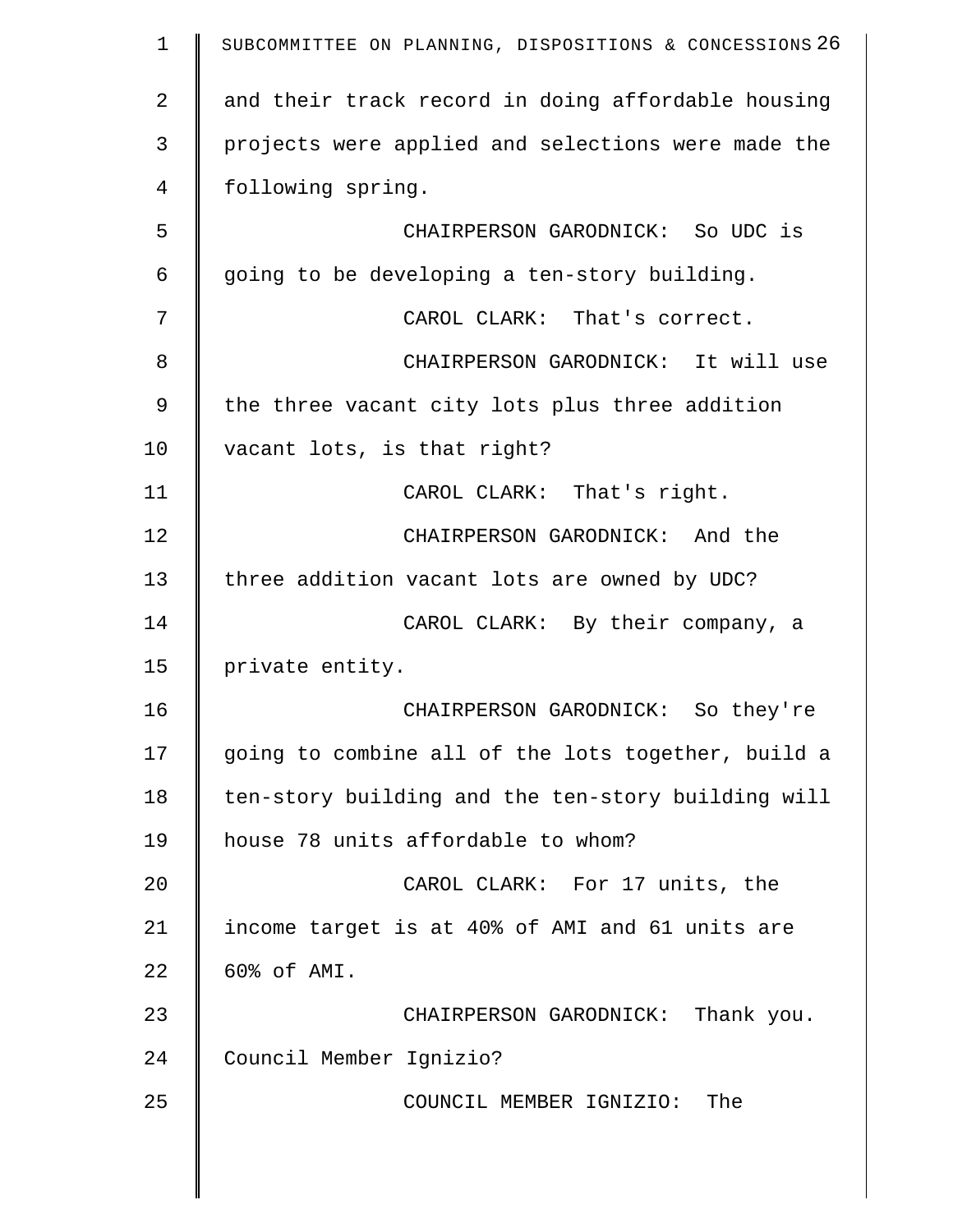and their track record in doing affordable housing projects were applied and selections were made the following spring.

CHAIRPERSON GARODNICK: So UDC is going to be developing a ten-story building.

CAROL CLARK: That's correct.

CHAIRPERSON GARODNICK: It will use the three vacant city lots plus three addition vacant lots, is that right?

CAROL CLARK: That's right.

CHAIRPERSON GARODNICK: And the three addition vacant lots are owned by UDC?

CAROL CLARK: By their company, a private entity.

CHAIRPERSON GARODNICK: So they're going to combine all of the lots together, build a ten-story building and the ten-story building will house 78 units affordable to whom?

CAROL CLARK: For 17 units, the income target is at 40% of AMI and 61 units are 60% of AMI.

CHAIRPERSON GARODNICK: Thank you. Council Member Ignizio?

COUNCIL MEMBER IGNIZIO: The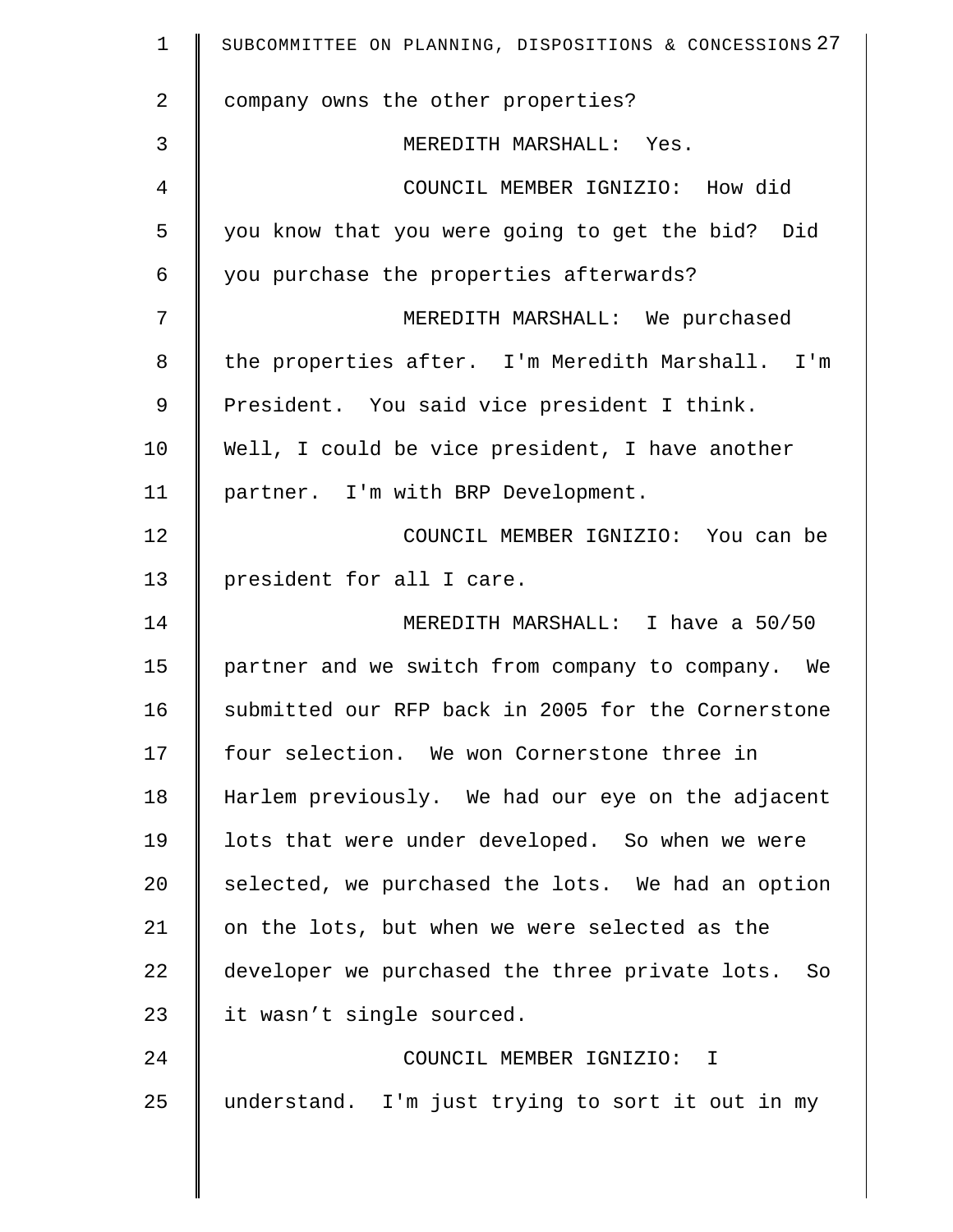company owns the other properties?

MEREDITH MARSHALL: Yes.

COUNCIL MEMBER IGNIZIO: How did you know that you were going to get the bid? Did you purchase the properties afterwards?

MEREDITH MARSHALL: We purchased the properties after. I'm Meredith Marshall. I'm President. You said vice president I think. Well, I could be vice president, I have another partner. I'm with BRP Development.

COUNCIL MEMBER IGNIZIO: You can be president for all I care.

MEREDITH MARSHALL: I have a 50/50 partner and we switch from company to company. We submitted our RFP back in 2005 for the Cornerstone four selection. We won Cornerstone three in Harlem previously. We had our eye on the adjacent lots that were under developed. So when we were selected, we purchased the lots. We had an option on the lots, but when we were selected as the developer we purchased the three private lots. So it wasn't single sourced.

COUNCIL MEMBER IGNIZIO: I understand. I'm just trying to sort it out in my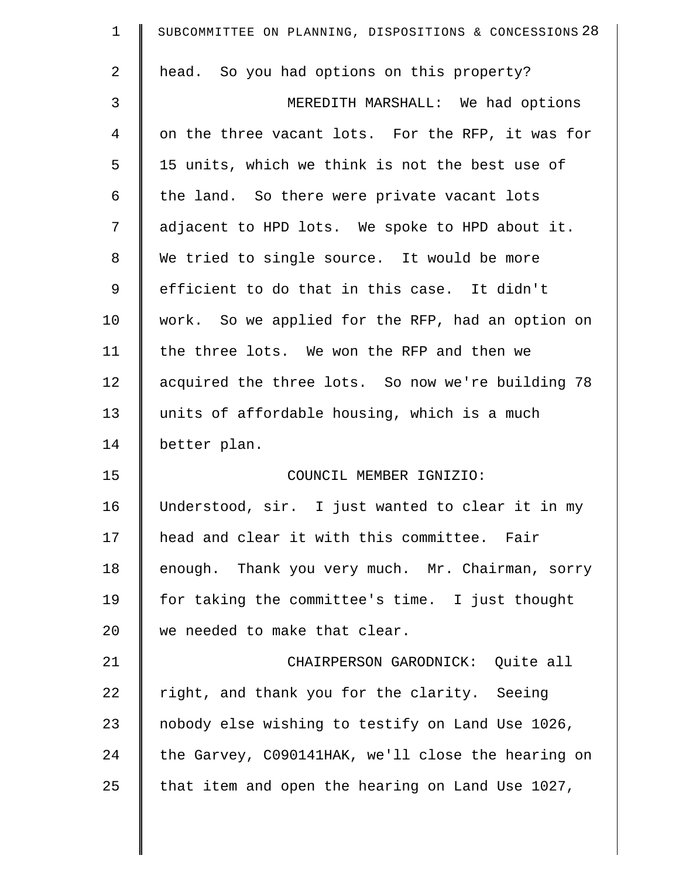head. So you had options on this property?

MEREDITH MARSHALL: We had options on the three vacant lots. For the RFP, it was for 15 units, which we think is not the best use of the land. So there were private vacant lots adjacent to HPD lots. We spoke to HPD about it. We tried to single source. It would be more efficient to do that in this case. It didn't work. So we applied for the RFP, had an option on the three lots. We won the RFP and then we acquired the three lots. So now we're building 78 units of affordable housing, which is a much better plan.

COUNCIL MEMBER IGNIZIO: Understood, sir. I just wanted to clear it in my head and clear it with this committee. Fair enough. Thank you very much. Mr. Chairman, sorry for taking the committee's time. I just thought we needed to make that clear.

CHAIRPERSON GARODNICK: Quite all right, and thank you for the clarity. Seeing nobody else wishing to testify on Land Use 1026, the Garvey, C090141HAK, we'll close the hearing on that item and open the hearing on Land Use 1027,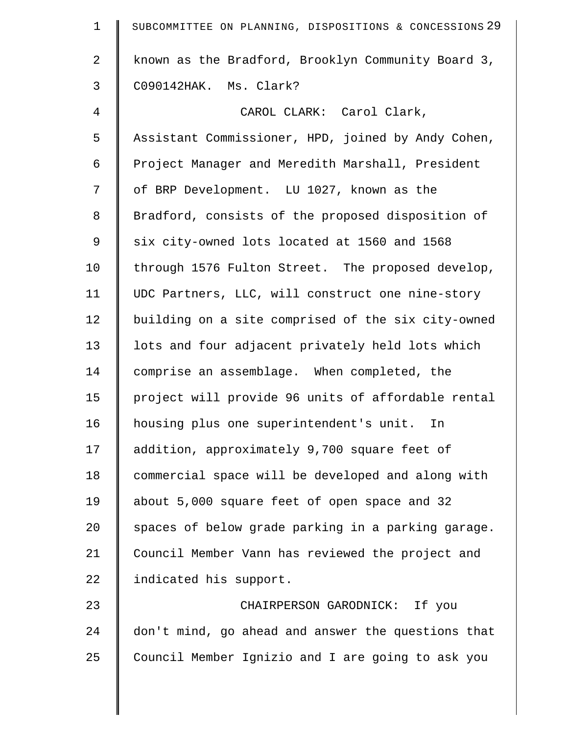known as the Bradford, Brooklyn Community Board 3, C090142HAK. Ms. Clark?

CAROL CLARK: Carol Clark, Assistant Commissioner, HPD, joined by Andy Cohen, Project Manager and Meredith Marshall, President of BRP Development. LU 1027, known as the Bradford, consists of the proposed disposition of six city-owned lots located at 1560 and 1568 through 1576 Fulton Street. The proposed develop, UDC Partners, LLC, will construct one nine-story building on a site comprised of the six city-owned lots and four adjacent privately held lots which comprise an assemblage. When completed, the project will provide 96 units of affordable rental housing plus one superintendent's unit. In addition, approximately 9,700 square feet of commercial space will be developed and along with about 5,000 square feet of open space and 32 spaces of below grade parking in a parking garage. Council Member Vann has reviewed the project and indicated his support.

CHAIRPERSON GARODNICK: If you don't mind, go ahead and answer the questions that Council Member Ignizio and I are going to ask you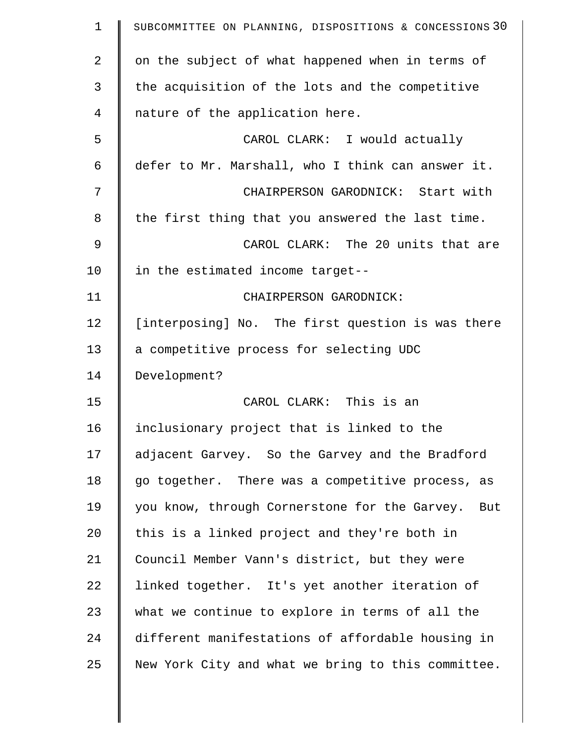on the subject of what happened when in terms of the acquisition of the lots and the competitive nature of the application here.

CAROL CLARK: I would actually defer to Mr. Marshall, who I think can answer it.

CHAIRPERSON GARODNICK: Start with the first thing that you answered the last time.

CAROL CLARK: The 20 units that are in the estimated income target--

CHAIRPERSON GARODNICK: [interposing] No. The first question is was there a competitive process for selecting UDC Development?

CAROL CLARK: This is an inclusionary project that is linked to the adjacent Garvey. So the Garvey and the Bradford go together. There was a competitive process, as you know, through Cornerstone for the Garvey. But this is a linked project and they're both in Council Member Vann's district, but they were linked together. It's yet another iteration of what we continue to explore in terms of all the different manifestations of affordable housing in New York City and what we bring to this committee.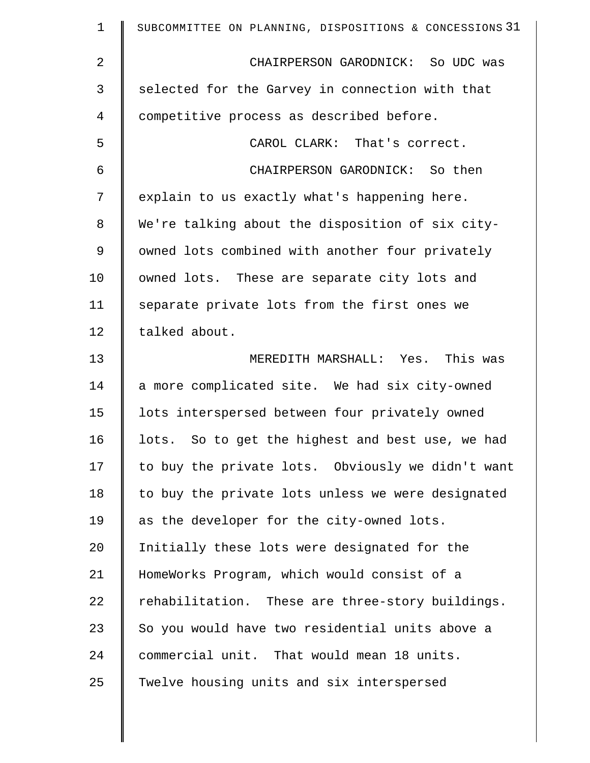CHAIRPERSON GARODNICK: So UDC was selected for the Garvey in connection with that competitive process as described before.

CAROL CLARK: That's correct.

CHAIRPERSON GARODNICK: So then explain to us exactly what's happening here. We're talking about the disposition of six city-owned lots combined with another four privately owned lots. These are separate city lots and separate private lots from the first ones we talked about.

MEREDITH MARSHALL: Yes. This was a more complicated site. We had six city-owned lots interspersed between four privately owned lots. So to get the highest and best use, we had to buy the private lots. Obviously we didn't want to buy the private lots unless we were designated as the developer for the city-owned lots. Initially these lots were designated for the HomeWorks Program, which would consist of a rehabilitation. These are three-story buildings. So you would have two residential units above a commercial unit. That would mean 18 units. Twelve housing units and six interspersed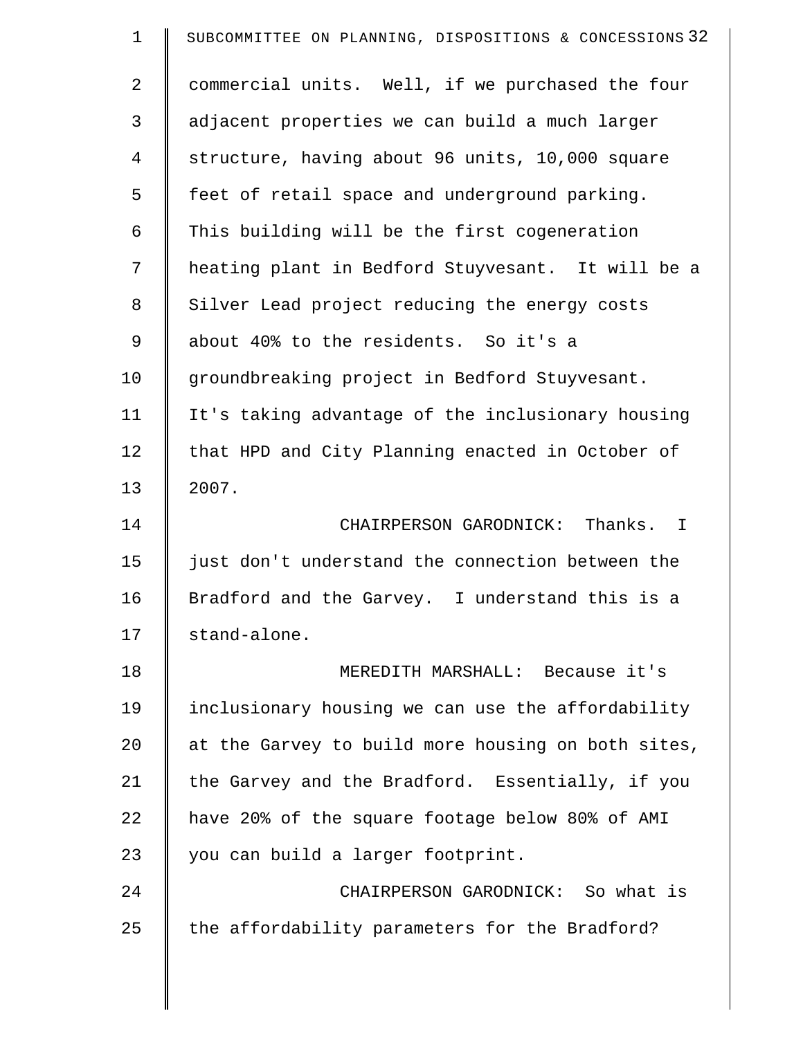commercial units. Well, if we purchased the four adjacent properties we can build a much larger structure, having about 96 units, 10,000 square feet of retail space and underground parking. This building will be the first cogeneration heating plant in Bedford Stuyvesant. It will be a Silver Lead project reducing the energy costs about 40% to the residents. So it's a groundbreaking project in Bedford Stuyvesant. It's taking advantage of the inclusionary housing that HPD and City Planning enacted in October of 2007.

CHAIRPERSON GARODNICK: Thanks. I just don't understand the connection between the Bradford and the Garvey. I understand this is a stand-alone.

MEREDITH MARSHALL: Because it's inclusionary housing we can use the affordability at the Garvey to build more housing on both sites, the Garvey and the Bradford. Essentially, if you have 20% of the square footage below 80% of AMI you can build a larger footprint.

CHAIRPERSON GARODNICK: So what is the affordability parameters for the Bradford?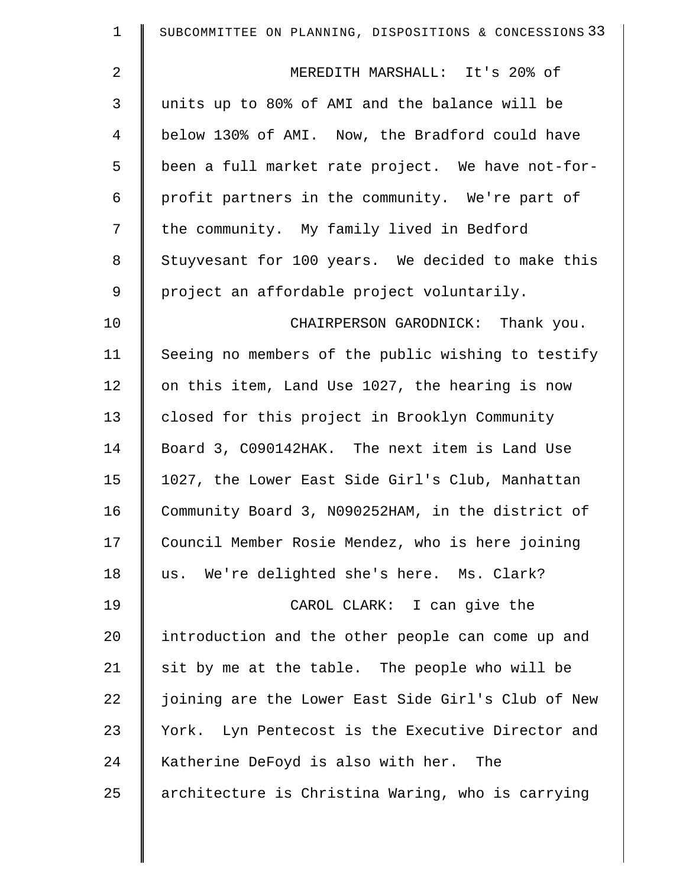MEREDITH MARSHALL: It's 20% of units up to 80% of AMI and the balance will be below 130% of AMI. Now, the Bradford could have been a full market rate project. We have not-for-profit partners in the community. We're part of the community. My family lived in Bedford Stuyvesant for 100 years. We decided to make this project an affordable project voluntarily.

CHAIRPERSON GARODNICK: Thank you. Seeing no members of the public wishing to testify on this item, Land Use 1027, the hearing is now closed for this project in Brooklyn Community Board 3, C090142HAK. The next item is Land Use 1027, the Lower East Side Girl's Club, Manhattan Community Board 3, N090252HAM, in the district of Council Member Rosie Mendez, who is here joining us. We're delighted she's here. Ms. Clark?

CAROL CLARK: I can give the introduction and the other people can come up and sit by me at the table. The people who will be joining are the Lower East Side Girl's Club of New York. Lyn Pentecost is the Executive Director and Katherine DeFoyd is also with her. The architecture is Christina Waring, who is carrying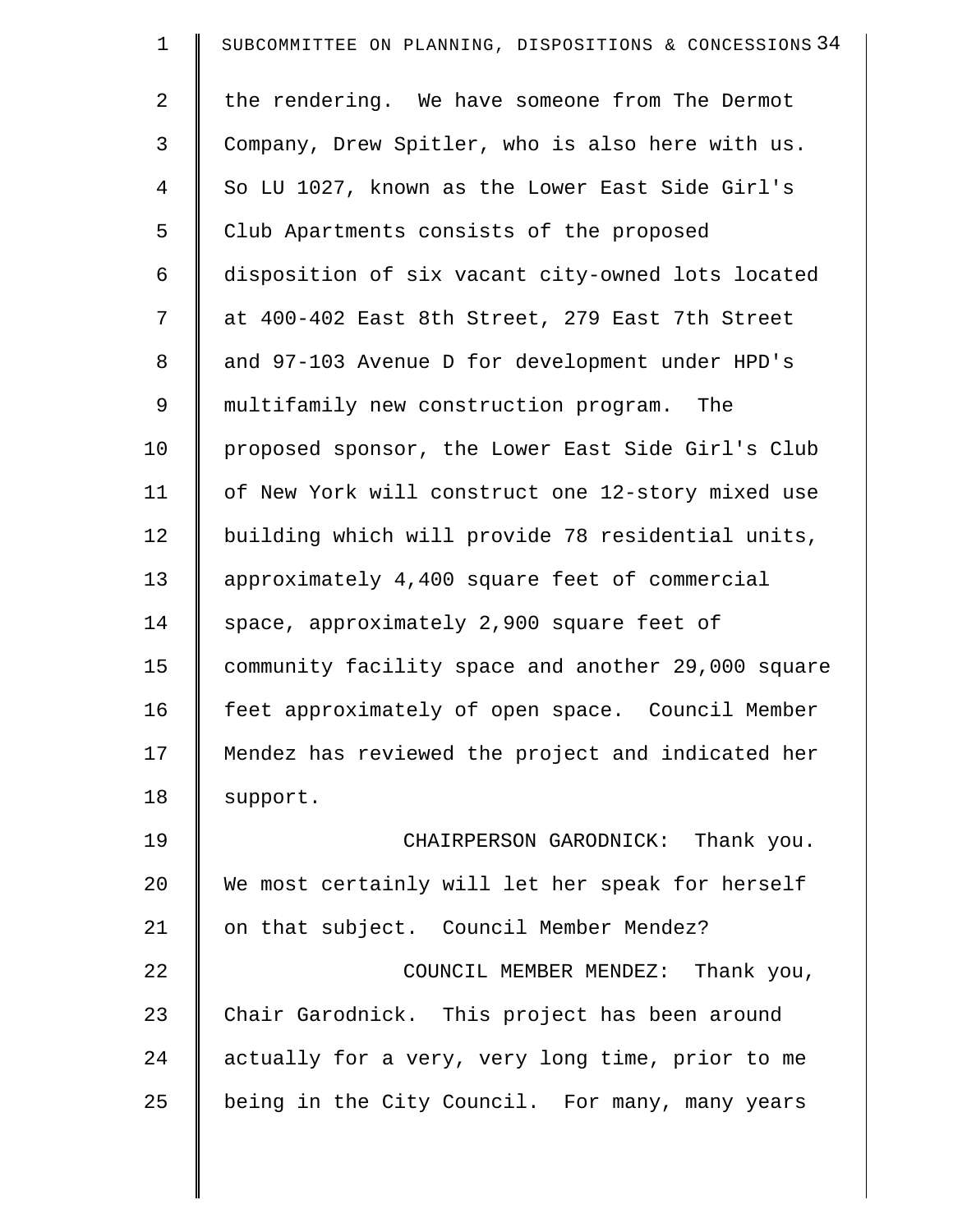the rendering. We have someone from The Dermot Company, Drew Spitler, who is also here with us. So LU 1027, known as the Lower East Side Girl's Club Apartments consists of the proposed disposition of six vacant city-owned lots located at 400-402 East 8th Street, 279 East 7th Street and 97-103 Avenue D for development under HPD's multifamily new construction program. The proposed sponsor, the Lower East Side Girl's Club of New York will construct one 12-story mixed use building which will provide 78 residential units, approximately 4,400 square feet of commercial space, approximately 2,900 square feet of community facility space and another 29,000 square feet approximately of open space. Council Member Mendez has reviewed the project and indicated her support.

CHAIRPERSON GARODNICK: Thank you. We most certainly will let her speak for herself on that subject. Council Member Mendez?

COUNCIL MEMBER MENDEZ: Thank you, Chair Garodnick. This project has been around actually for a very, very long time, prior to me being in the City Council. For many, many years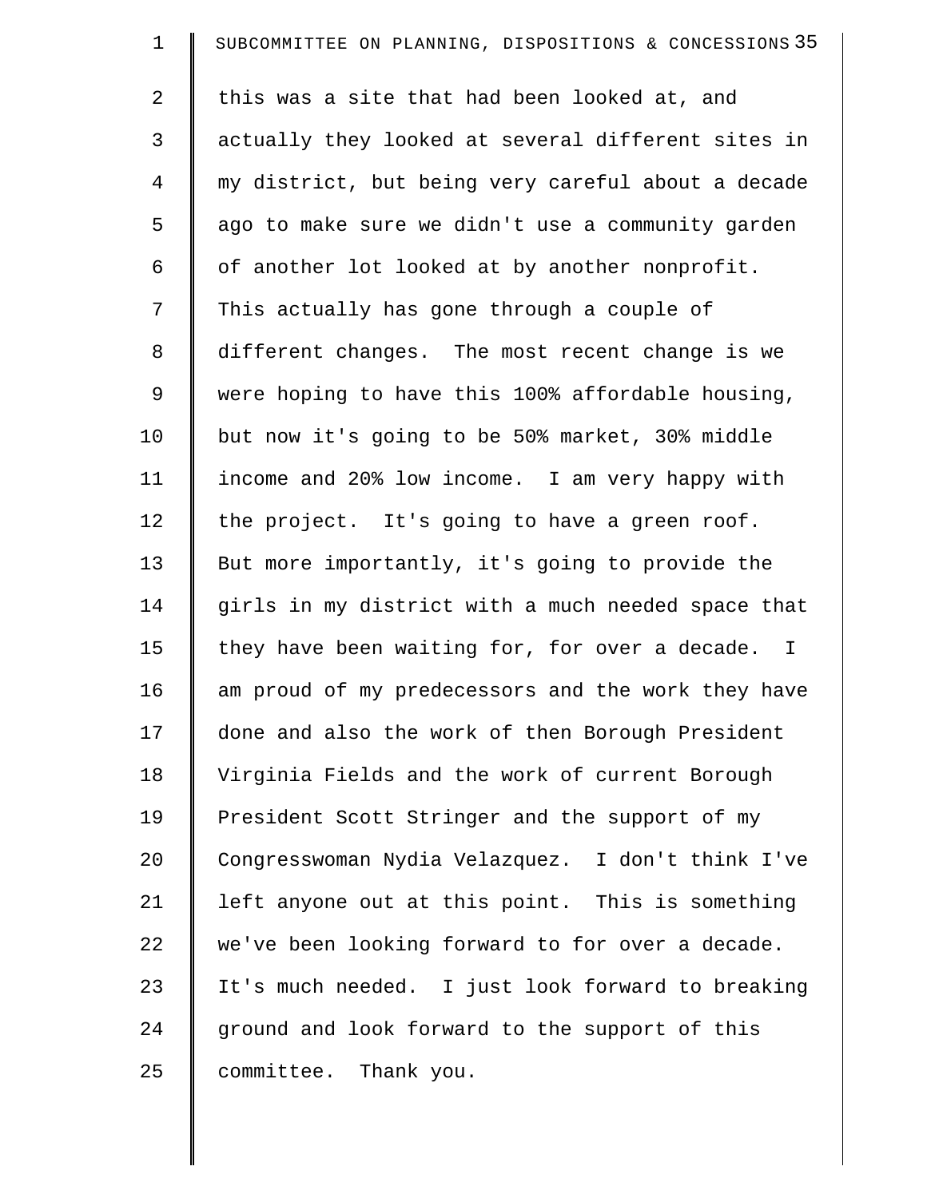this was a site that had been looked at, and actually they looked at several different sites in my district, but being very careful about a decade ago to make sure we didn't use a community garden of another lot looked at by another nonprofit. This actually has gone through a couple of different changes. The most recent change is we were hoping to have this 100% affordable housing, but now it's going to be 50% market, 30% middle income and 20% low income. I am very happy with the project. It's going to have a green roof. But more importantly, it's going to provide the girls in my district with a much needed space that they have been waiting for, for over a decade. I am proud of my predecessors and the work they have done and also the work of then Borough President Virginia Fields and the work of current Borough President Scott Stringer and the support of my Congresswoman Nydia Velazquez. I don't think I've left anyone out at this point. This is something we've been looking forward to for over a decade. It's much needed. I just look forward to breaking ground and look forward to the support of this committee. Thank you.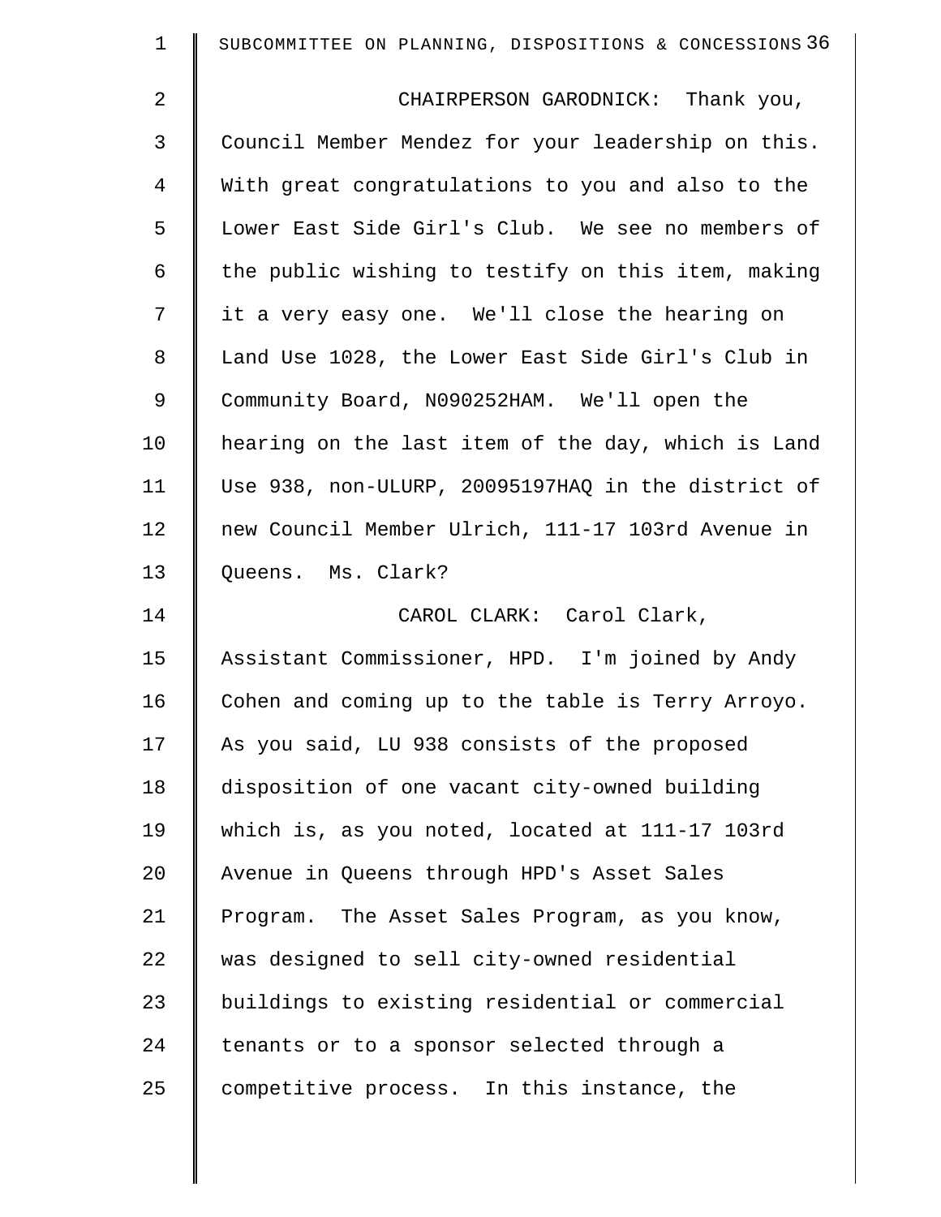CHAIRPERSON GARODNICK: Thank you, Council Member Mendez for your leadership on this. With great congratulations to you and also to the Lower East Side Girl's Club. We see no members of the public wishing to testify on this item, making it a very easy one. We'll close the hearing on Land Use 1028, the Lower East Side Girl's Club in Community Board, N090252HAM. We'll open the hearing on the last item of the day, which is Land Use 938, non-ULURP, 20095197HAQ in the district of new Council Member Ulrich, 111-17 103rd Avenue in Queens. Ms. Clark?

CAROL CLARK: Carol Clark, Assistant Commissioner, HPD. I'm joined by Andy Cohen and coming up to the table is Terry Arroyo. As you said, LU 938 consists of the proposed disposition of one vacant city-owned building which is, as you noted, located at 111-17 103rd Avenue in Queens through HPD's Asset Sales Program. The Asset Sales Program, as you know, was designed to sell city-owned residential buildings to existing residential or commercial tenants or to a sponsor selected through a competitive process. In this instance, the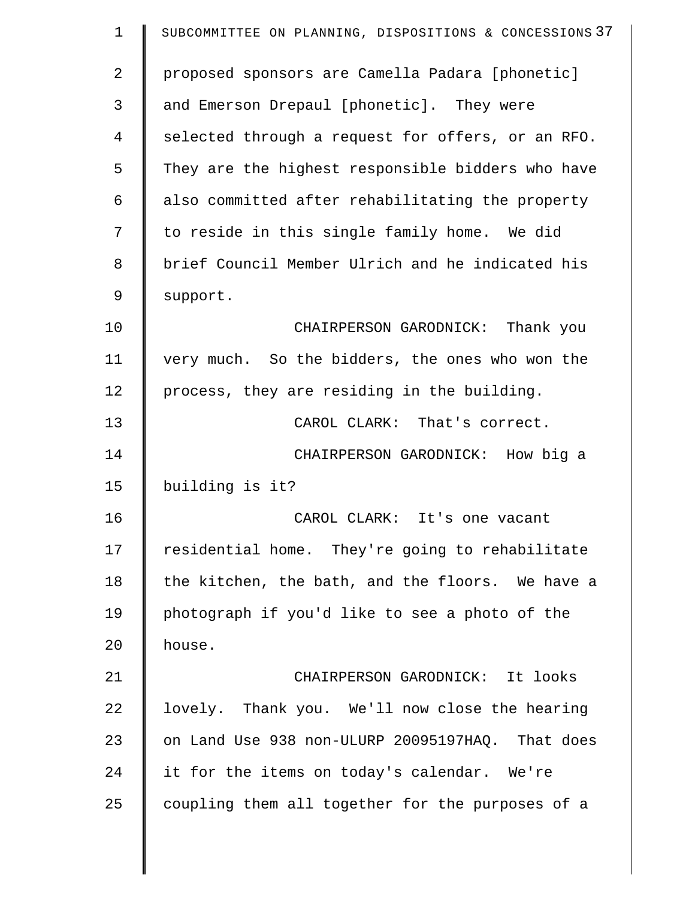proposed sponsors are Camella Padara [phonetic] and Emerson Drepaul [phonetic]. They were selected through a request for offers, or an RFO. They are the highest responsible bidders who have also committed after rehabilitating the property to reside in this single family home. We did brief Council Member Ulrich and he indicated his support.

CHAIRPERSON GARODNICK: Thank you very much. So the bidders, the ones who won the process, they are residing in the building.

CAROL CLARK: That's correct.

CHAIRPERSON GARODNICK: How big a building is it?

CAROL CLARK: It's one vacant residential home. They're going to rehabilitate the kitchen, the bath, and the floors. We have a photograph if you'd like to see a photo of the house.

CHAIRPERSON GARODNICK: It looks lovely. Thank you. We'll now close the hearing on Land Use 938 non-ULURP 20095197HAQ. That does it for the items on today's calendar. We're coupling them all together for the purposes of a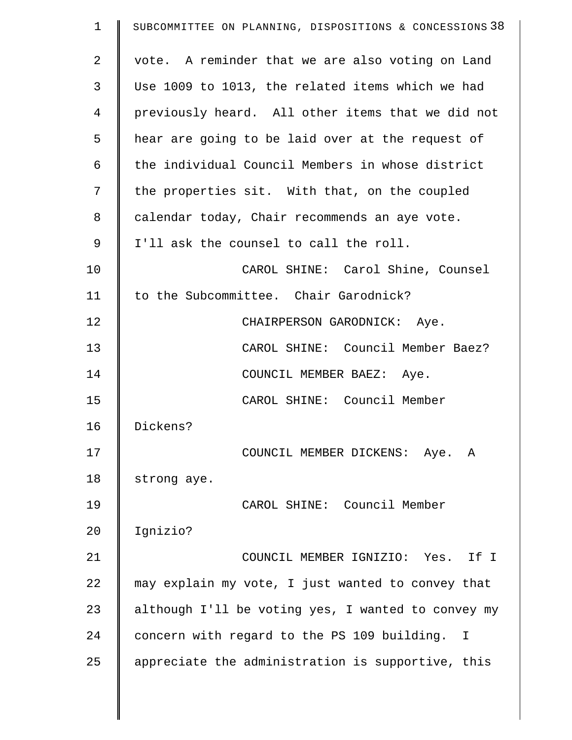vote. A reminder that we are also voting on Land Use 1009 to 1013, the related items which we had previously heard. All other items that we did not hear are going to be laid over at the request of the individual Council Members in whose district the properties sit. With that, on the coupled calendar today, Chair recommends an aye vote. I'll ask the counsel to call the roll.

CAROL SHINE: Carol Shine, Counsel to the Subcommittee. Chair Garodnick?

CHAIRPERSON GARODNICK: Aye.

CAROL SHINE: Council Member Baez?

COUNCIL MEMBER BAEZ: Aye.

CAROL SHINE: Council Member Dickens?

COUNCIL MEMBER DICKENS: Aye. A strong aye.

CAROL SHINE: Council Member Ignizio?

COUNCIL MEMBER IGNIZIO: Yes. If I may explain my vote, I just wanted to convey that although I'll be voting yes, I wanted to convey my concern with regard to the PS 109 building. I appreciate the administration is supportive, this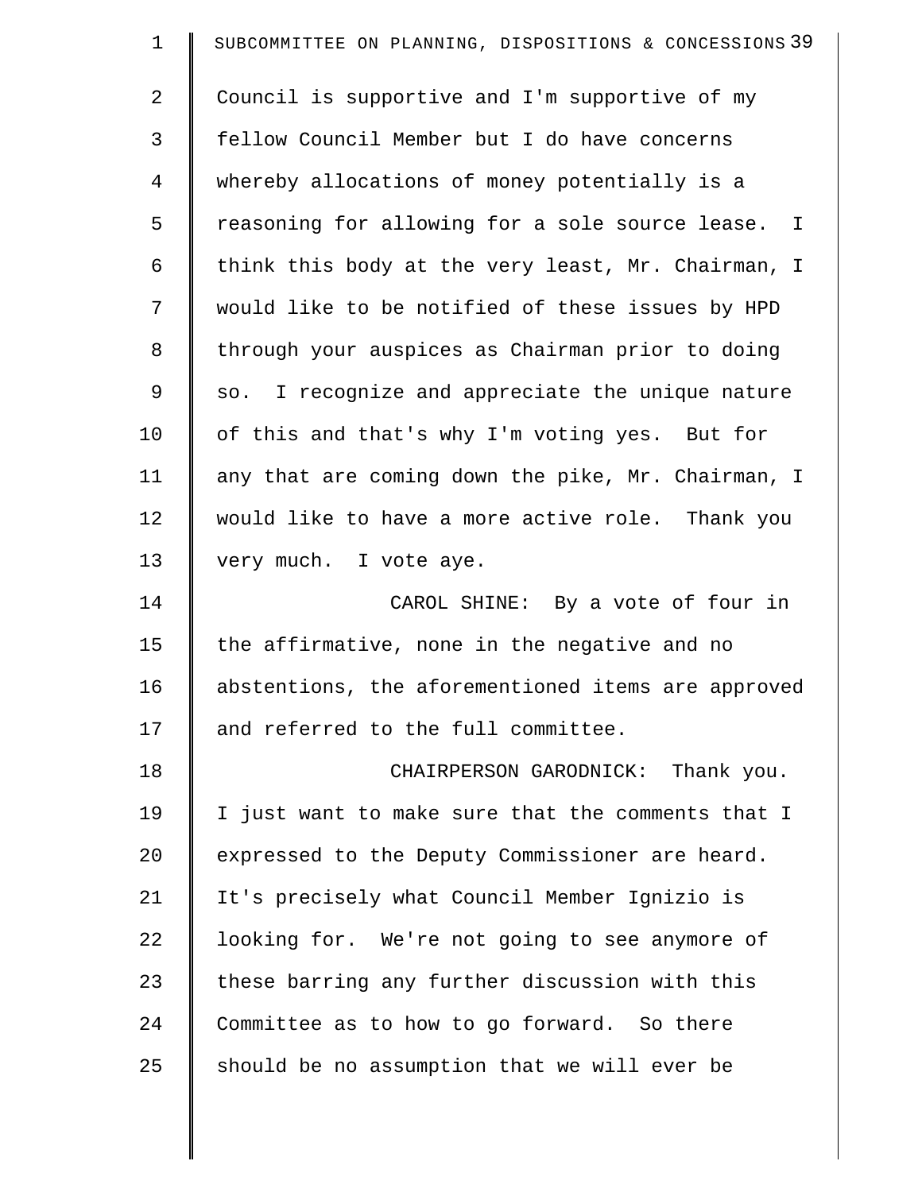Council is supportive and I'm supportive of my fellow Council Member but I do have concerns whereby allocations of money potentially is a reasoning for allowing for a sole source lease. I think this body at the very least, Mr. Chairman, I would like to be notified of these issues by HPD through your auspices as Chairman prior to doing so. I recognize and appreciate the unique nature of this and that's why I'm voting yes. But for any that are coming down the pike, Mr. Chairman, I would like to have a more active role. Thank you very much. I vote aye.

CAROL SHINE: By a vote of four in the affirmative, none in the negative and no abstentions, the aforementioned items are approved and referred to the full committee.

CHAIRPERSON GARODNICK: Thank you. I just want to make sure that the comments that I expressed to the Deputy Commissioner are heard. It's precisely what Council Member Ignizio is looking for. We're not going to see anymore of these barring any further discussion with this Committee as to how to go forward. So there should be no assumption that we will ever be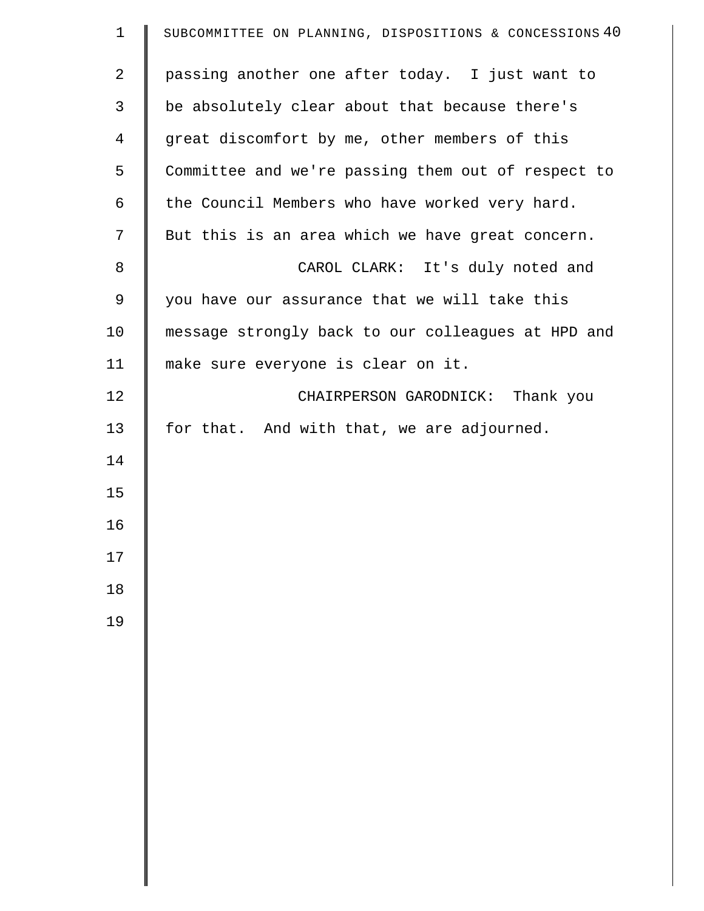passing another one after today. I just want to be absolutely clear about that because there's great discomfort by me, other members of this Committee and we're passing them out of respect to the Council Members who have worked very hard. But this is an area which we have great concern.

CAROL CLARK: It's duly noted and you have our assurance that we will take this message strongly back to our colleagues at HPD and make sure everyone is clear on it.

CHAIRPERSON GARODNICK: Thank you for that. And with that, we are adjourned.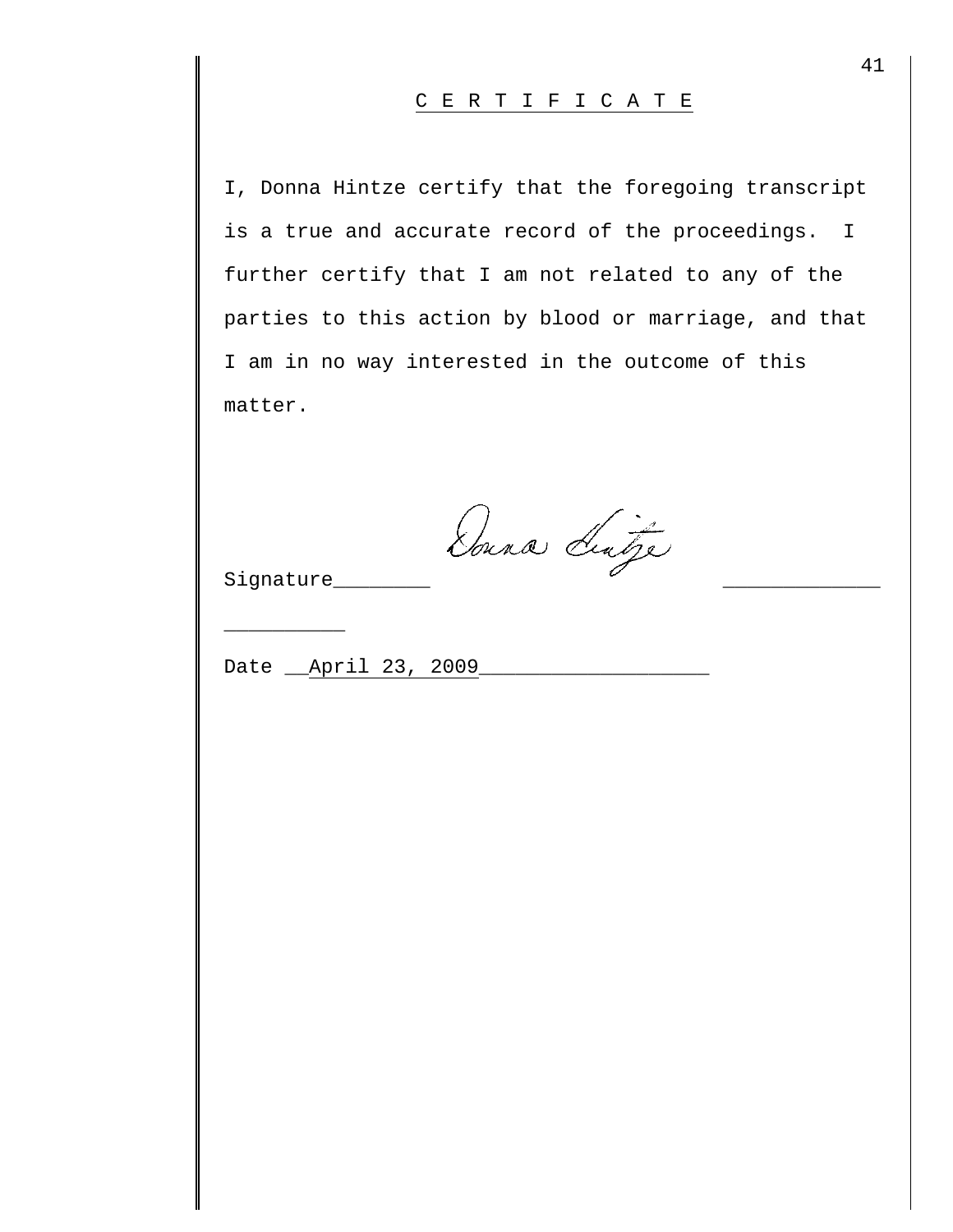# C E R T I F I C A T E

I, Donna Hintze certify that the foregoing transcript is a true and accurate record of the proceedings. I further certify that I am not related to any of the parties to this action by blood or marriage, and that I am in no way interested in the outcome of this matter.

Signature________ _____________

__________

Date __April 23, 2009___________________